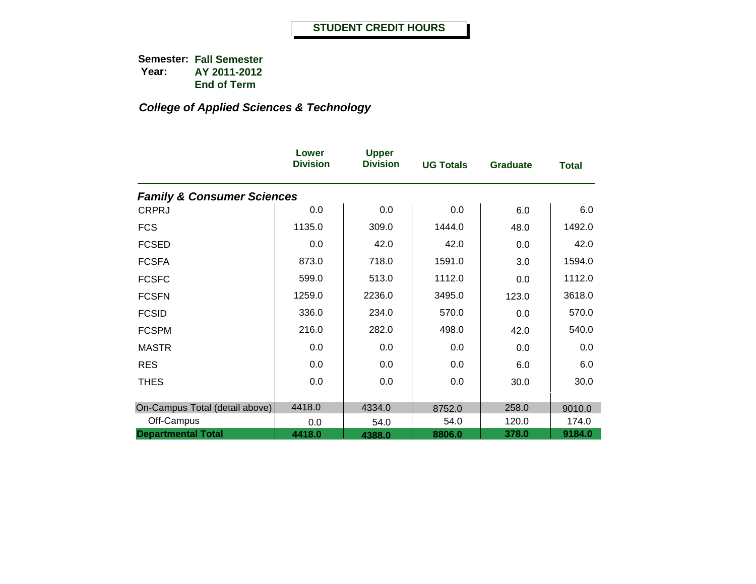# STUDENT CREDIT HOURS

**Semester:** **Fall Semester**
**Year:** **AY 2011-2012**
**End of Term**

***College of Applied Sciences & Technology***

| | Lower Division | Upper Division | UG Totals | Graduate | Total |
|---|---|---|---|---|---|
| ***Family & Consumer Sciences*** | | | | | |
| CRPRJ | 0.0 | 0.0 | 0.0 | 6.0 | 6.0 |
| FCS | 1135.0 | 309.0 | 1444.0 | 48.0 | 1492.0 |
| FCSED | 0.0 | 42.0 | 42.0 | 0.0 | 42.0 |
| FCSFA | 873.0 | 718.0 | 1591.0 | 3.0 | 1594.0 |
| FCSFC | 599.0 | 513.0 | 1112.0 | 0.0 | 1112.0 |
| FCSFN | 1259.0 | 2236.0 | 3495.0 | 123.0 | 3618.0 |
| FCSID | 336.0 | 234.0 | 570.0 | 0.0 | 570.0 |
| FCSPM | 216.0 | 282.0 | 498.0 | 42.0 | 540.0 |
| MASTR | 0.0 | 0.0 | 0.0 | 0.0 | 0.0 |
| RES | 0.0 | 0.0 | 0.0 | 6.0 | 6.0 |
| THES | 0.0 | 0.0 | 0.0 | 30.0 | 30.0 |
| On-Campus Total (detail above) | 4418.0 | 4334.0 | 8752.0 | 258.0 | 9010.0 |
| Off-Campus | 0.0 | 54.0 | 54.0 | 120.0 | 174.0 |
| **Departmental Total** | **4418.0** | **4388.0** | **8806.0** | **378.0** | **9184.0** |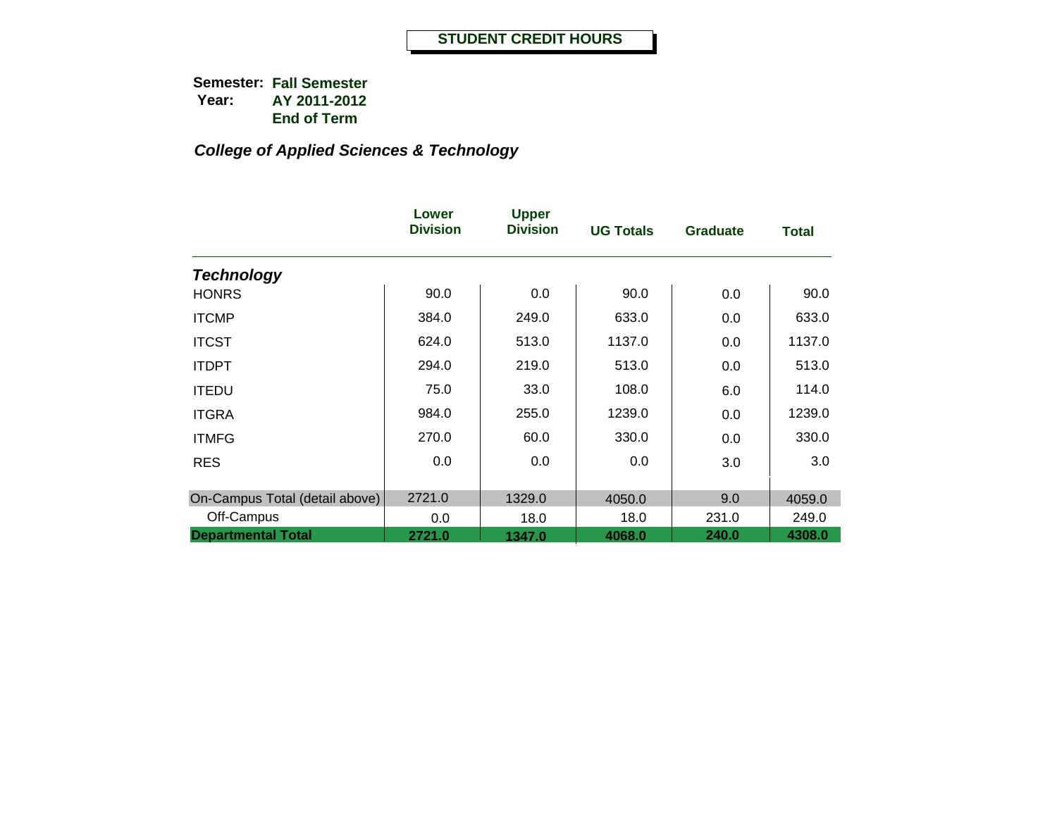## STUDENT CREDIT HOURS

**Semester:** **Fall Semester**
**Year:** **AY 2011-2012**
**End of Term**

***College of Applied Sciences & Technology***

| | Lower Division | Upper Division | UG Totals | Graduate | Total |
|---|---|---|---|---|---|
| ***Technology*** | | | | | |
| HONRS | 90.0 | 0.0 | 90.0 | 0.0 | 90.0 |
| ITCMP | 384.0 | 249.0 | 633.0 | 0.0 | 633.0 |
| ITCST | 624.0 | 513.0 | 1137.0 | 0.0 | 1137.0 |
| ITDPT | 294.0 | 219.0 | 513.0 | 0.0 | 513.0 |
| ITEDU | 75.0 | 33.0 | 108.0 | 6.0 | 114.0 |
| ITGRA | 984.0 | 255.0 | 1239.0 | 0.0 | 1239.0 |
| ITMFG | 270.0 | 60.0 | 330.0 | 0.0 | 330.0 |
| RES | 0.0 | 0.0 | 0.0 | 3.0 | 3.0 |
| On-Campus Total (detail above) | 2721.0 | 1329.0 | 4050.0 | 9.0 | 4059.0 |
| Off-Campus | 0.0 | 18.0 | 18.0 | 231.0 | 249.0 |
| **Departmental Total** | **2721.0** | **1347.0** | **4068.0** | **240.0** | **4308.0** |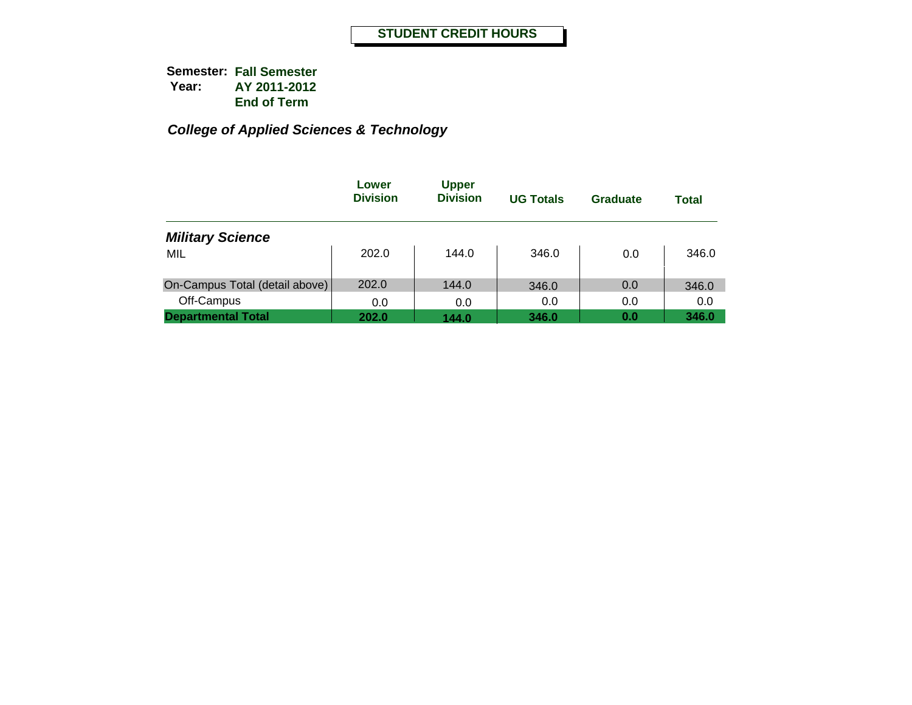# STUDENT CREDIT HOURS

**Semester:** **Fall Semester**
**Year:** **AY 2011-2012**
**End of Term**

## *College of Applied Sciences & Technology*

| | Lower Division | Upper Division | UG Totals | Graduate | Total |
|---|---|---|---|---|---|
| ***Military Science*** | | | | | |
| MIL | 202.0 | 144.0 | 346.0 | 0.0 | 346.0 |
| On-Campus Total (detail above) | 202.0 | 144.0 | 346.0 | 0.0 | 346.0 |
| Off-Campus | 0.0 | 0.0 | 0.0 | 0.0 | 0.0 |
| **Departmental Total** | **202.0** | **144.0** | **346.0** | **0.0** | **346.0** |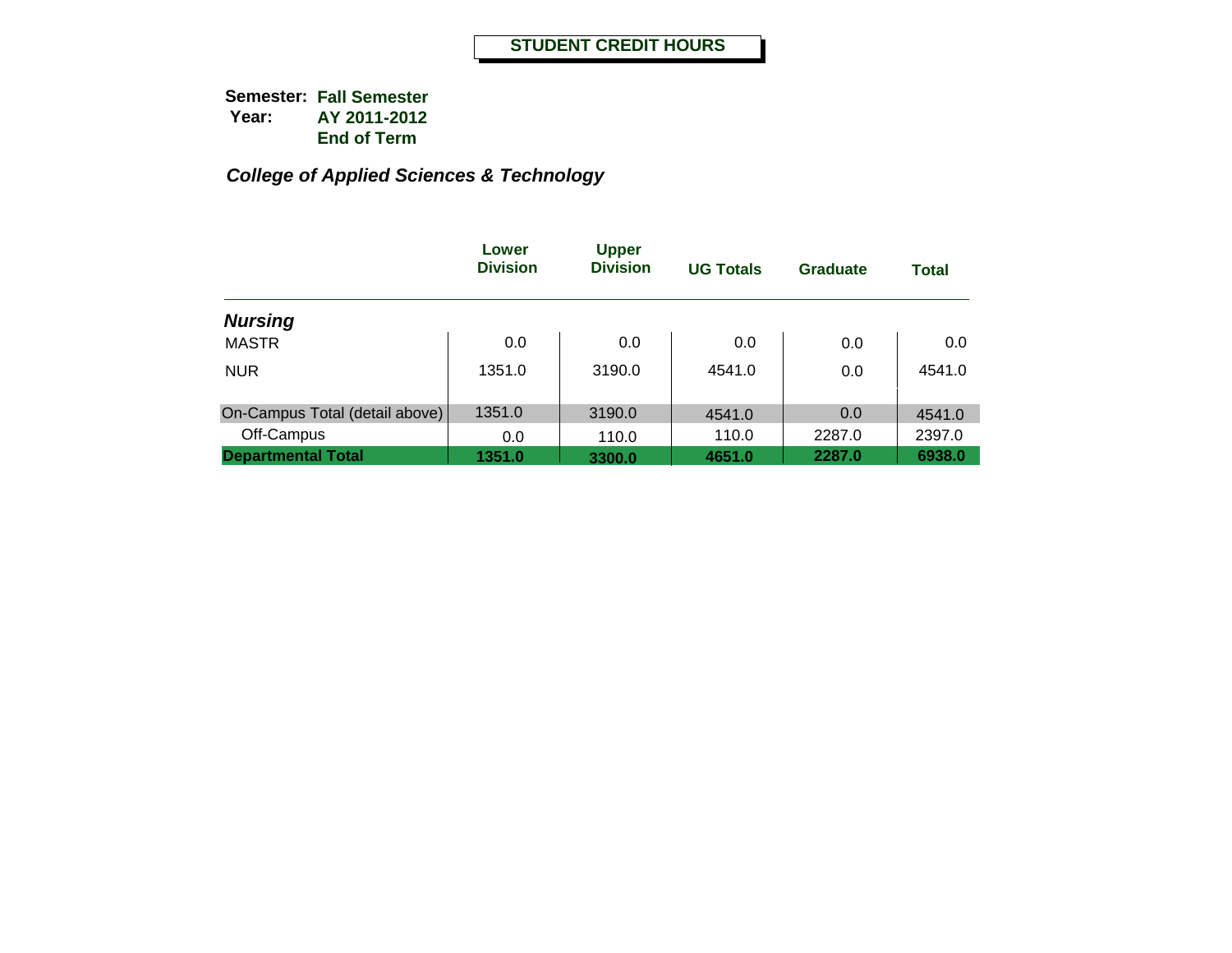# STUDENT CREDIT HOURS

**Semester:** Fall Semester
**Year:** AY 2011-2012
End of Term

## *College of Applied Sciences & Technology*

| | Lower Division | Upper Division | UG Totals | Graduate | Total |
|---|---|---|---|---|---|
| ***Nursing*** | | | | | |
| MASTR | 0.0 | 0.0 | 0.0 | 0.0 | 0.0 |
| NUR | 1351.0 | 3190.0 | 4541.0 | 0.0 | 4541.0 |
| On-Campus Total (detail above) | 1351.0 | 3190.0 | 4541.0 | 0.0 | 4541.0 |
| Off-Campus | 0.0 | 110.0 | 110.0 | 2287.0 | 2397.0 |
| **Departmental Total** | **1351.0** | **3300.0** | **4651.0** | **2287.0** | **6938.0** |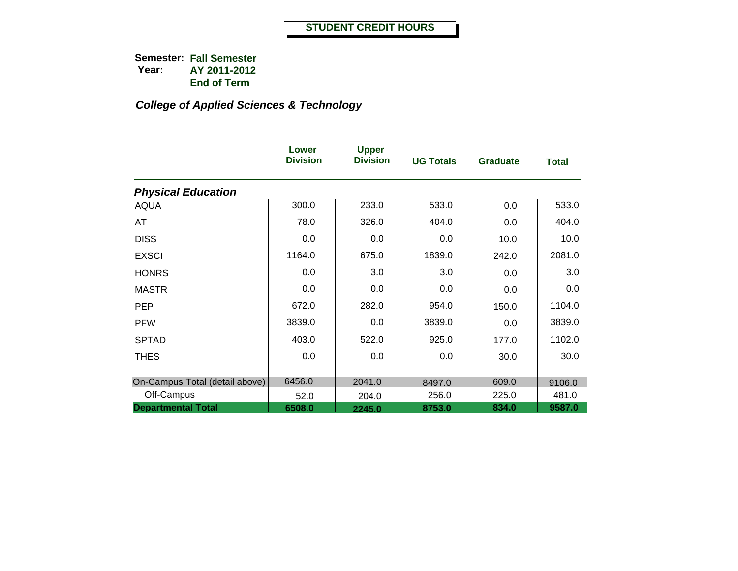# STUDENT CREDIT HOURS

**Semester:** **Fall Semester**
**Year:** **AY 2011-2012**
**End of Term**

***College of Applied Sciences & Technology***

| | Lower Division | Upper Division | UG Totals | Graduate | Total |
|---|---|---|---|---|---|
| ***Physical Education*** | | | | | |
| AQUA | 300.0 | 233.0 | 533.0 | 0.0 | 533.0 |
| AT | 78.0 | 326.0 | 404.0 | 0.0 | 404.0 |
| DISS | 0.0 | 0.0 | 0.0 | 10.0 | 10.0 |
| EXSCI | 1164.0 | 675.0 | 1839.0 | 242.0 | 2081.0 |
| HONRS | 0.0 | 3.0 | 3.0 | 0.0 | 3.0 |
| MASTR | 0.0 | 0.0 | 0.0 | 0.0 | 0.0 |
| PEP | 672.0 | 282.0 | 954.0 | 150.0 | 1104.0 |
| PFW | 3839.0 | 0.0 | 3839.0 | 0.0 | 3839.0 |
| SPTAD | 403.0 | 522.0 | 925.0 | 177.0 | 1102.0 |
| THES | 0.0 | 0.0 | 0.0 | 30.0 | 30.0 |
| On-Campus Total (detail above) | 6456.0 | 2041.0 | 8497.0 | 609.0 | 9106.0 |
| Off-Campus | 52.0 | 204.0 | 256.0 | 225.0 | 481.0 |
| **Departmental Total** | **6508.0** | **2245.0** | **8753.0** | **834.0** | **9587.0** |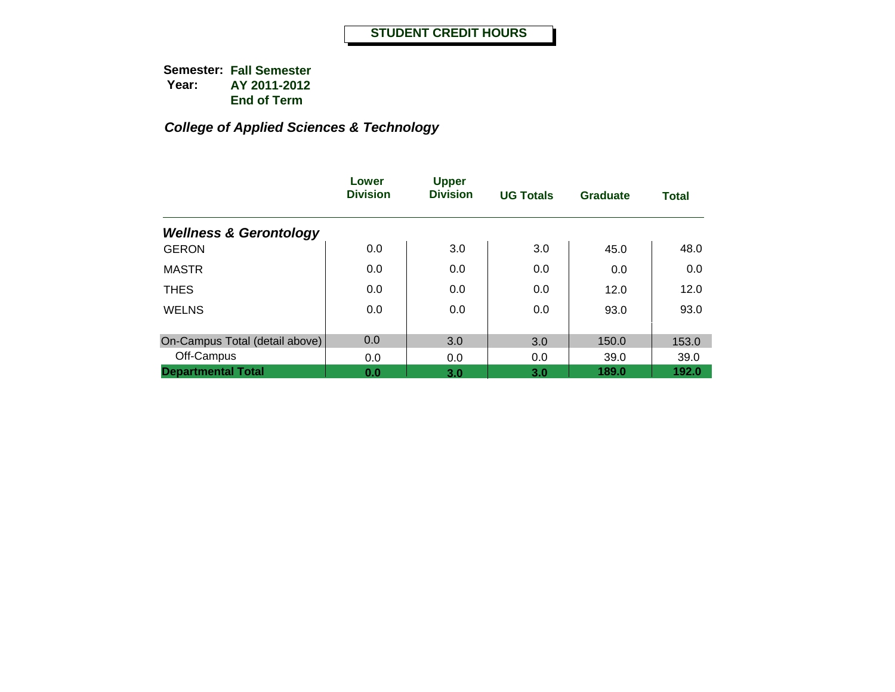# STUDENT CREDIT HOURS

**Semester:** **Fall Semester**
**Year:** **AY 2011-2012**
**End of Term**

***College of Applied Sciences & Technology***

| | Lower Division | Upper Division | UG Totals | Graduate | Total |
|---|---|---|---|---|---|
| ***Wellness & Gerontology*** | | | | | |
| GERON | 0.0 | 3.0 | 3.0 | 45.0 | 48.0 |
| MASTR | 0.0 | 0.0 | 0.0 | 0.0 | 0.0 |
| THES | 0.0 | 0.0 | 0.0 | 12.0 | 12.0 |
| WELNS | 0.0 | 0.0 | 0.0 | 93.0 | 93.0 |
| On-Campus Total (detail above) | 0.0 | 3.0 | 3.0 | 150.0 | 153.0 |
| Off-Campus | 0.0 | 0.0 | 0.0 | 39.0 | 39.0 |
| **Departmental Total** | **0.0** | **3.0** | **3.0** | **189.0** | **192.0** |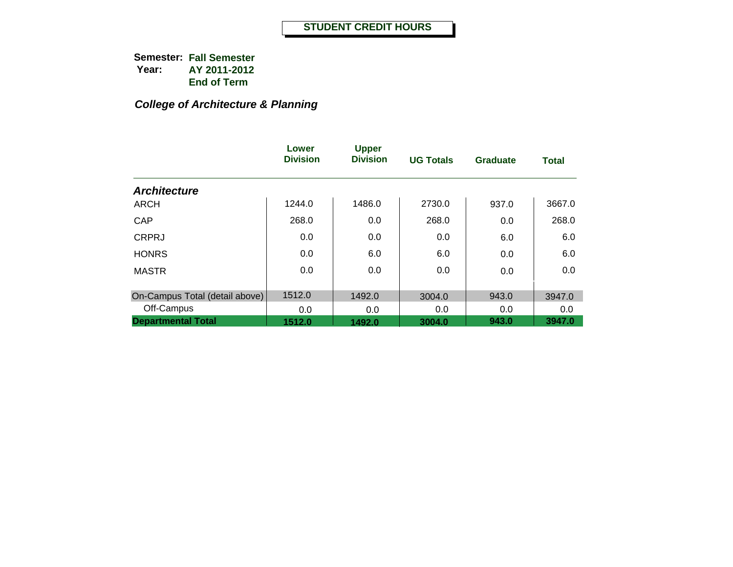# STUDENT CREDIT HOURS

**Semester:** **Fall Semester**
**Year:** **AY 2011-2012**
**End of Term**

## *College of Architecture & Planning*

| | Lower Division | Upper Division | UG Totals | Graduate | Total |
|---|---|---|---|---|---|
| ***Architecture*** | | | | | |
| ARCH | 1244.0 | 1486.0 | 2730.0 | 937.0 | 3667.0 |
| CAP | 268.0 | 0.0 | 268.0 | 0.0 | 268.0 |
| CRPRJ | 0.0 | 0.0 | 0.0 | 6.0 | 6.0 |
| HONRS | 0.0 | 6.0 | 6.0 | 0.0 | 6.0 |
| MASTR | 0.0 | 0.0 | 0.0 | 0.0 | 0.0 |
| On-Campus Total (detail above) | 1512.0 | 1492.0 | 3004.0 | 943.0 | 3947.0 |
| Off-Campus | 0.0 | 0.0 | 0.0 | 0.0 | 0.0 |
| **Departmental Total** | **1512.0** | **1492.0** | **3004.0** | **943.0** | **3947.0** |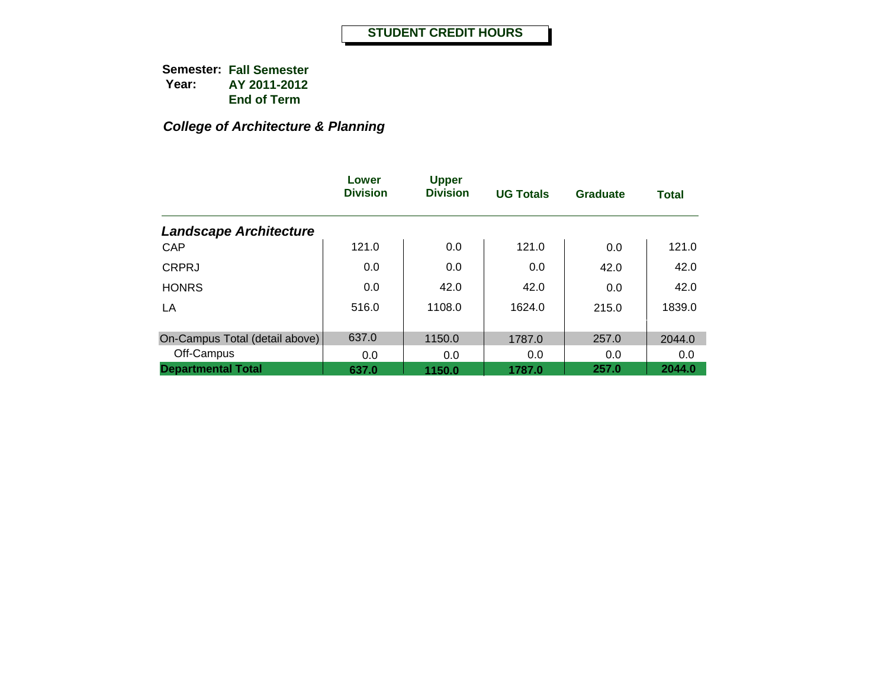# STUDENT CREDIT HOURS

**Semester:** **Fall Semester**
**Year:** **AY 2011-2012**
**End of Term**

### *College of Architecture & Planning*

| | Lower Division | Upper Division | UG Totals | Graduate | Total |
|---|---|---|---|---|---|
| ***Landscape Architecture*** | | | | | |
| CAP | 121.0 | 0.0 | 121.0 | 0.0 | 121.0 |
| CRPRJ | 0.0 | 0.0 | 0.0 | 42.0 | 42.0 |
| HONRS | 0.0 | 42.0 | 42.0 | 0.0 | 42.0 |
| LA | 516.0 | 1108.0 | 1624.0 | 215.0 | 1839.0 |
| On-Campus Total (detail above) | 637.0 | 1150.0 | 1787.0 | 257.0 | 2044.0 |
| Off-Campus | 0.0 | 0.0 | 0.0 | 0.0 | 0.0 |
| **Departmental Total** | **637.0** | **1150.0** | **1787.0** | **257.0** | **2044.0** |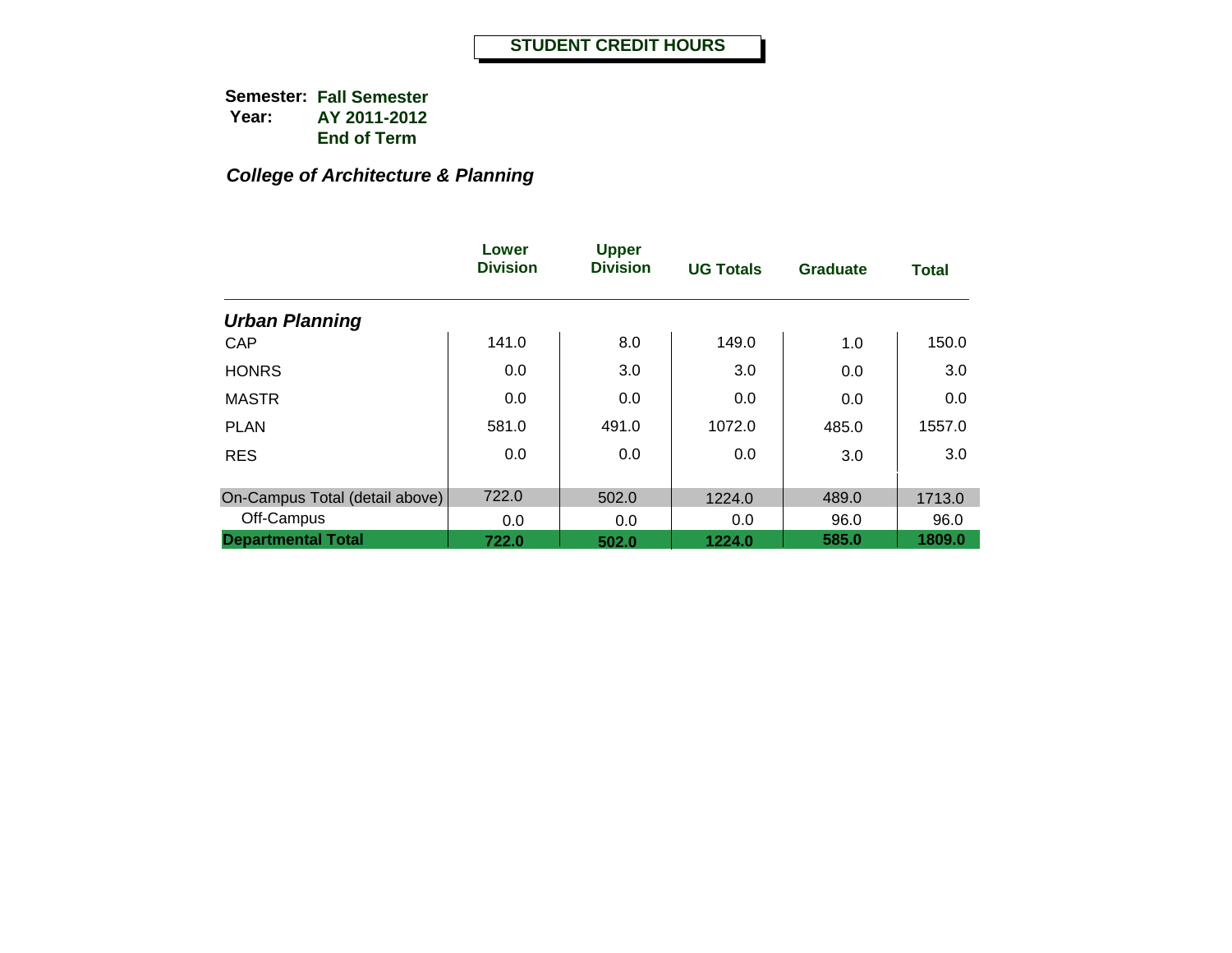# STUDENT CREDIT HOURS

**Semester:** **Fall Semester**
**Year:** **AY 2011-2012**
**End of Term**

***College of Architecture & Planning***

| | Lower Division | Upper Division | UG Totals | Graduate | Total |
|---|---|---|---|---|---|
| ***Urban Planning*** | | | | | |
| CAP | 141.0 | 8.0 | 149.0 | 1.0 | 150.0 |
| HONRS | 0.0 | 3.0 | 3.0 | 0.0 | 3.0 |
| MASTR | 0.0 | 0.0 | 0.0 | 0.0 | 0.0 |
| PLAN | 581.0 | 491.0 | 1072.0 | 485.0 | 1557.0 |
| RES | 0.0 | 0.0 | 0.0 | 3.0 | 3.0 |
| On-Campus Total (detail above) | 722.0 | 502.0 | 1224.0 | 489.0 | 1713.0 |
| Off-Campus | 0.0 | 0.0 | 0.0 | 96.0 | 96.0 |
| **Departmental Total** | **722.0** | **502.0** | **1224.0** | **585.0** | **1809.0** |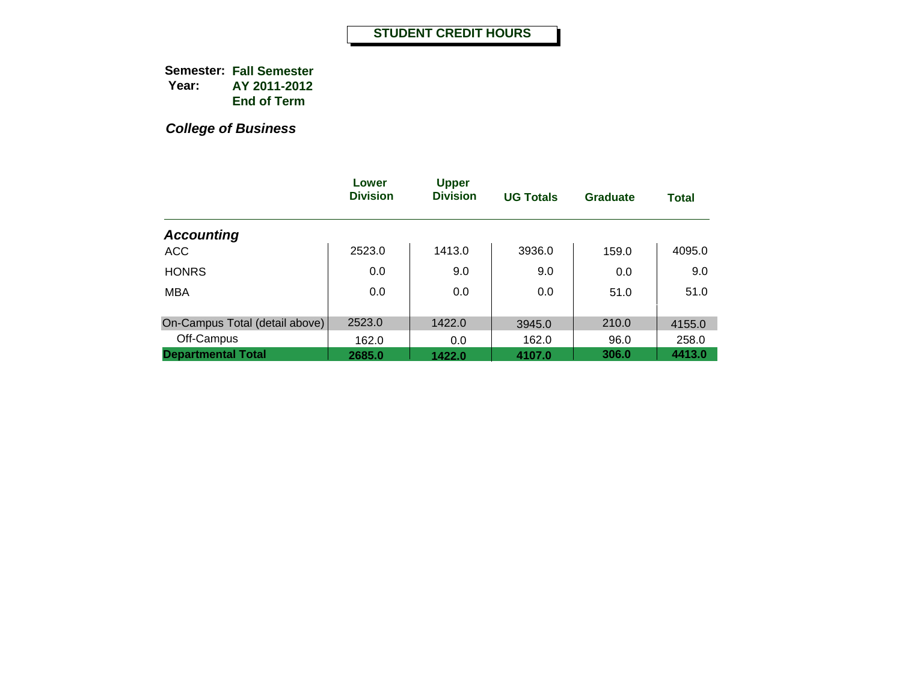# STUDENT CREDIT HOURS

**Semester:** **Fall Semester**
**Year:** **AY 2011-2012**
**End of Term**

***College of Business***

| | Lower Division | Upper Division | UG Totals | Graduate | Total |
|---|---|---|---|---|---|
| ***Accounting*** | | | | | |
| ACC | 2523.0 | 1413.0 | 3936.0 | 159.0 | 4095.0 |
| HONRS | 0.0 | 9.0 | 9.0 | 0.0 | 9.0 |
| MBA | 0.0 | 0.0 | 0.0 | 51.0 | 51.0 |
| On-Campus Total (detail above) | 2523.0 | 1422.0 | 3945.0 | 210.0 | 4155.0 |
| Off-Campus | 162.0 | 0.0 | 162.0 | 96.0 | 258.0 |
| **Departmental Total** | **2685.0** | **1422.0** | **4107.0** | **306.0** | **4413.0** |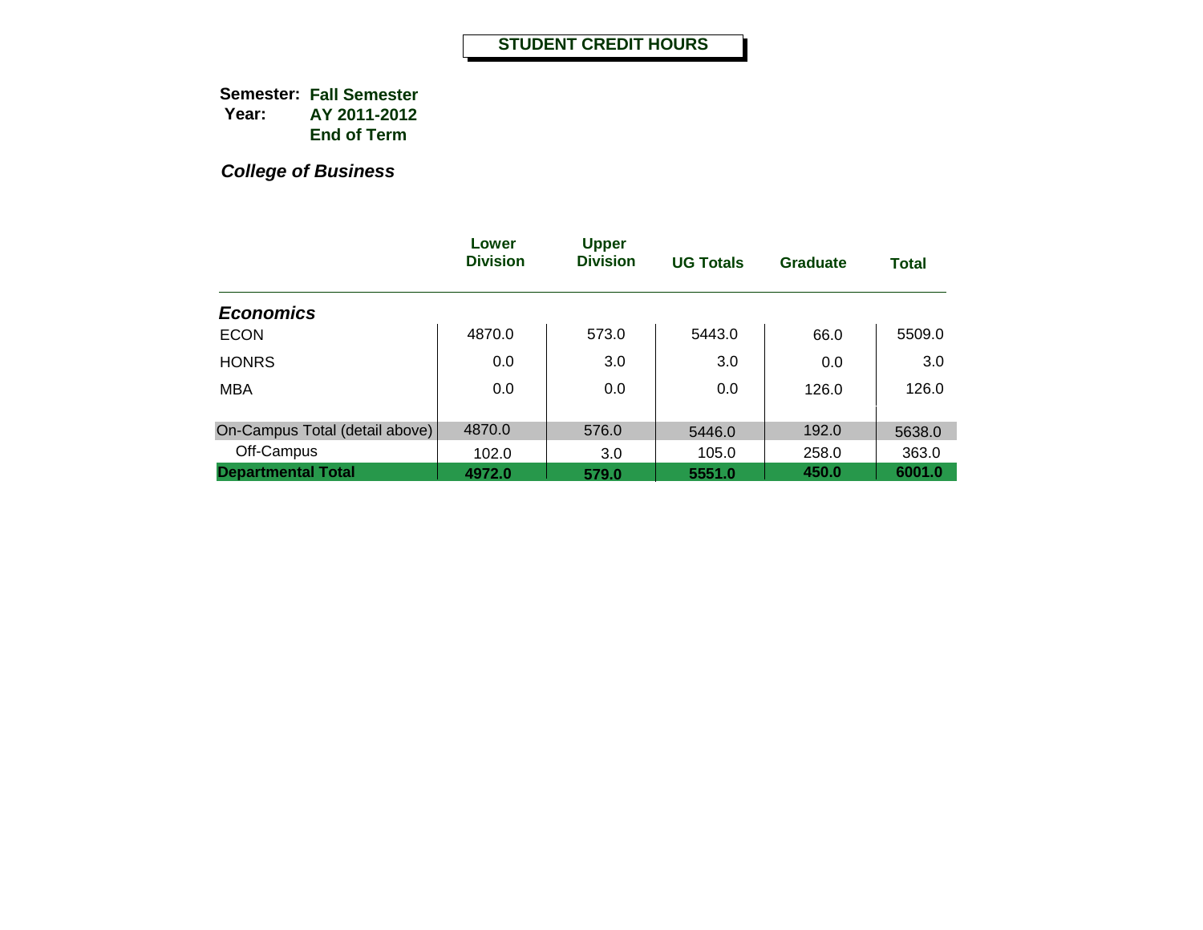# STUDENT CREDIT HOURS

**Semester:** **Fall Semester**
**Year:** **AY 2011-2012**
**End of Term**

***College of Business***

| | Lower Division | Upper Division | UG Totals | Graduate | Total |
|---|---|---|---|---|---|
| ***Economics*** | | | | | |
| ECON | 4870.0 | 573.0 | 5443.0 | 66.0 | 5509.0 |
| HONRS | 0.0 | 3.0 | 3.0 | 0.0 | 3.0 |
| MBA | 0.0 | 0.0 | 0.0 | 126.0 | 126.0 |
| On-Campus Total (detail above) | 4870.0 | 576.0 | 5446.0 | 192.0 | 5638.0 |
| Off-Campus | 102.0 | 3.0 | 105.0 | 258.0 | 363.0 |
| **Departmental Total** | **4972.0** | **579.0** | **5551.0** | **450.0** | **6001.0** |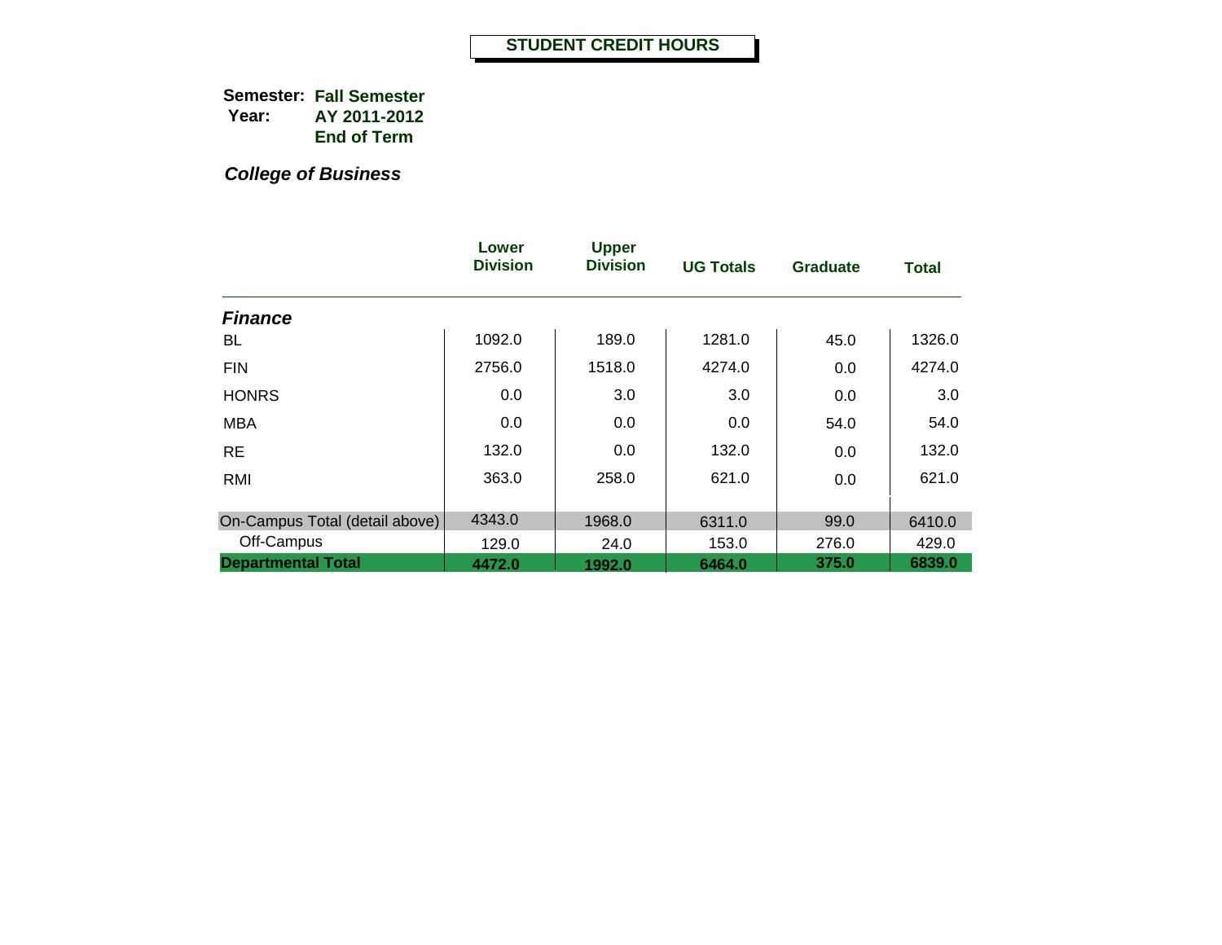# STUDENT CREDIT HOURS

**Semester:** **Fall Semester**
**Year:** **AY 2011-2012**
**End of Term**

***College of Business***

| | Lower Division | Upper Division | UG Totals | Graduate | Total |
|---|---|---|---|---|---|
| ***Finance*** | | | | | |
| BL | 1092.0 | 189.0 | 1281.0 | 45.0 | 1326.0 |
| FIN | 2756.0 | 1518.0 | 4274.0 | 0.0 | 4274.0 |
| HONRS | 0.0 | 3.0 | 3.0 | 0.0 | 3.0 |
| MBA | 0.0 | 0.0 | 0.0 | 54.0 | 54.0 |
| RE | 132.0 | 0.0 | 132.0 | 0.0 | 132.0 |
| RMI | 363.0 | 258.0 | 621.0 | 0.0 | 621.0 |
| On-Campus Total (detail above) | 4343.0 | 1968.0 | 6311.0 | 99.0 | 6410.0 |
| Off-Campus | 129.0 | 24.0 | 153.0 | 276.0 | 429.0 |
| **Departmental Total** | **4472.0** | **1992.0** | **6464.0** | **375.0** | **6839.0** |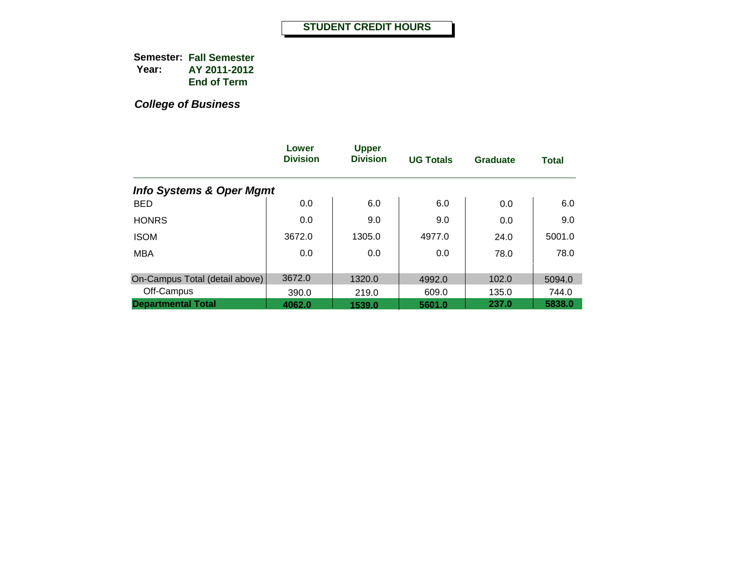# STUDENT CREDIT HOURS

**Semester:** **Fall Semester**
**Year:** **AY 2011-2012**
**End of Term**

***College of Business***

| | Lower Division | Upper Division | UG Totals | Graduate | Total |
|---|---|---|---|---|---|
| ***Info Systems & Oper Mgmt*** | | | | | |
| BED | 0.0 | 6.0 | 6.0 | 0.0 | 6.0 |
| HONRS | 0.0 | 9.0 | 9.0 | 0.0 | 9.0 |
| ISOM | 3672.0 | 1305.0 | 4977.0 | 24.0 | 5001.0 |
| MBA | 0.0 | 0.0 | 0.0 | 78.0 | 78.0 |
| On-Campus Total (detail above) | 3672.0 | 1320.0 | 4992.0 | 102.0 | 5094.0 |
| Off-Campus | 390.0 | 219.0 | 609.0 | 135.0 | 744.0 |
| **Departmental Total** | **4062.0** | **1539.0** | **5601.0** | **237.0** | **5838.0** |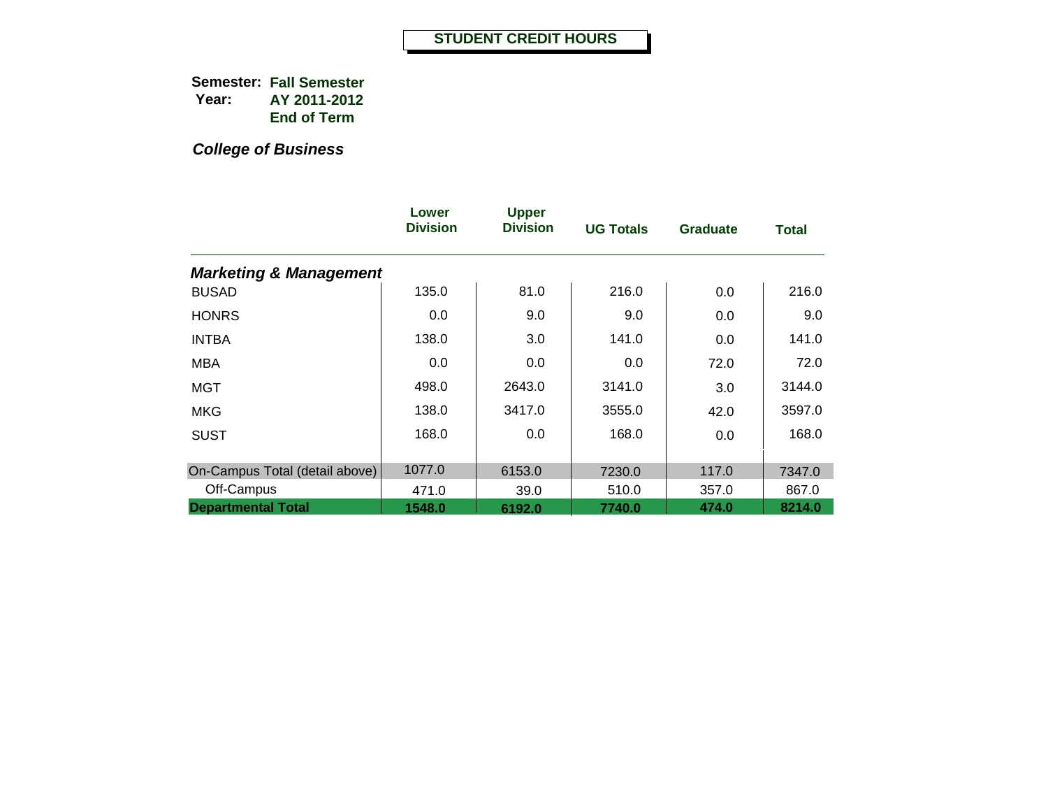# STUDENT CREDIT HOURS

**Semester:** **Fall Semester**
**Year:** **AY 2011-2012**
**End of Term**

***College of Business***

| | Lower Division | Upper Division | UG Totals | Graduate | Total |
|---|---|---|---|---|---|
| ***Marketing & Management*** | | | | | |
| BUSAD | 135.0 | 81.0 | 216.0 | 0.0 | 216.0 |
| HONRS | 0.0 | 9.0 | 9.0 | 0.0 | 9.0 |
| INTBA | 138.0 | 3.0 | 141.0 | 0.0 | 141.0 |
| MBA | 0.0 | 0.0 | 0.0 | 72.0 | 72.0 |
| MGT | 498.0 | 2643.0 | 3141.0 | 3.0 | 3144.0 |
| MKG | 138.0 | 3417.0 | 3555.0 | 42.0 | 3597.0 |
| SUST | 168.0 | 0.0 | 168.0 | 0.0 | 168.0 |
| On-Campus Total (detail above) | 1077.0 | 6153.0 | 7230.0 | 117.0 | 7347.0 |
| Off-Campus | 471.0 | 39.0 | 510.0 | 357.0 | 867.0 |
| **Departmental Total** | **1548.0** | **6192.0** | **7740.0** | **474.0** | **8214.0** |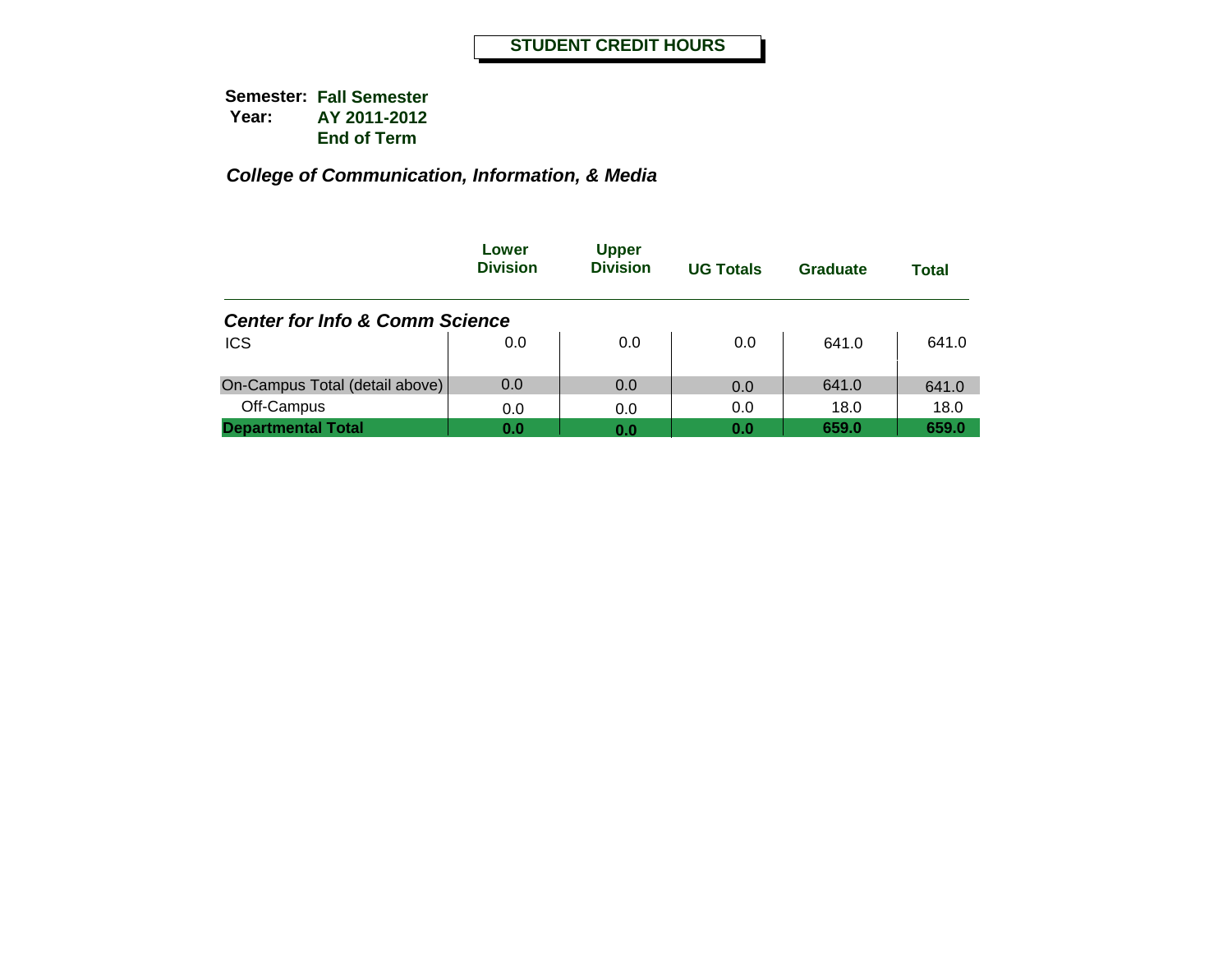# STUDENT CREDIT HOURS

**Semester:** **Fall Semester**
**Year:** **AY 2011-2012**
**End of Term**

***College of Communication, Information, & Media***

| | Lower Division | Upper Division | UG Totals | Graduate | Total |
|---|---|---|---|---|---|
| ***Center for Info & Comm Science*** | | | | | |
| ICS | 0.0 | 0.0 | 0.0 | 641.0 | 641.0 |
| On-Campus Total (detail above) | 0.0 | 0.0 | 0.0 | 641.0 | 641.0 |
| Off-Campus | 0.0 | 0.0 | 0.0 | 18.0 | 18.0 |
| **Departmental Total** | **0.0** | **0.0** | **0.0** | **659.0** | **659.0** |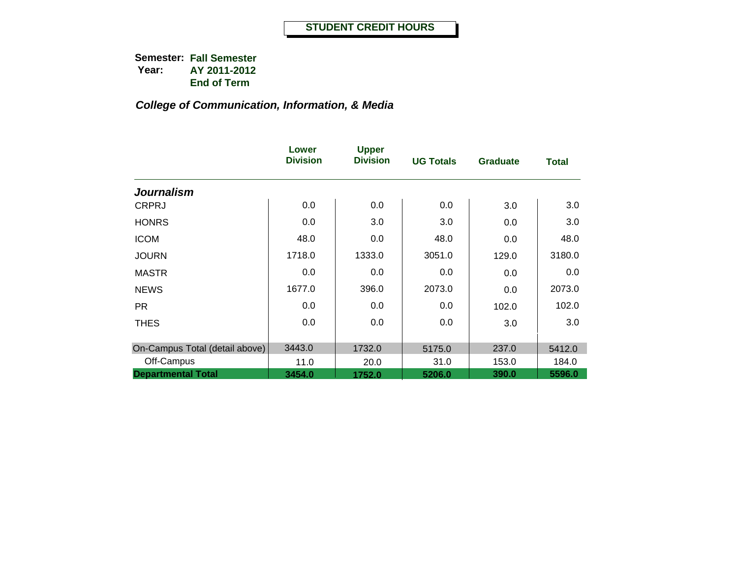# STUDENT CREDIT HOURS

**Semester:** **Fall Semester**
**Year:** **AY 2011-2012**
**End of Term**

***College of Communication, Information, & Media***

| | Lower Division | Upper Division | UG Totals | Graduate | Total |
|---|---|---|---|---|---|
| ***Journalism*** | | | | | |
| CRPRJ | 0.0 | 0.0 | 0.0 | 3.0 | 3.0 |
| HONRS | 0.0 | 3.0 | 3.0 | 0.0 | 3.0 |
| ICOM | 48.0 | 0.0 | 48.0 | 0.0 | 48.0 |
| JOURN | 1718.0 | 1333.0 | 3051.0 | 129.0 | 3180.0 |
| MASTR | 0.0 | 0.0 | 0.0 | 0.0 | 0.0 |
| NEWS | 1677.0 | 396.0 | 2073.0 | 0.0 | 2073.0 |
| PR | 0.0 | 0.0 | 0.0 | 102.0 | 102.0 |
| THES | 0.0 | 0.0 | 0.0 | 3.0 | 3.0 |
| On-Campus Total (detail above) | 3443.0 | 1732.0 | 5175.0 | 237.0 | 5412.0 |
| Off-Campus | 11.0 | 20.0 | 31.0 | 153.0 | 184.0 |
| **Departmental Total** | **3454.0** | **1752.0** | **5206.0** | **390.0** | **5596.0** |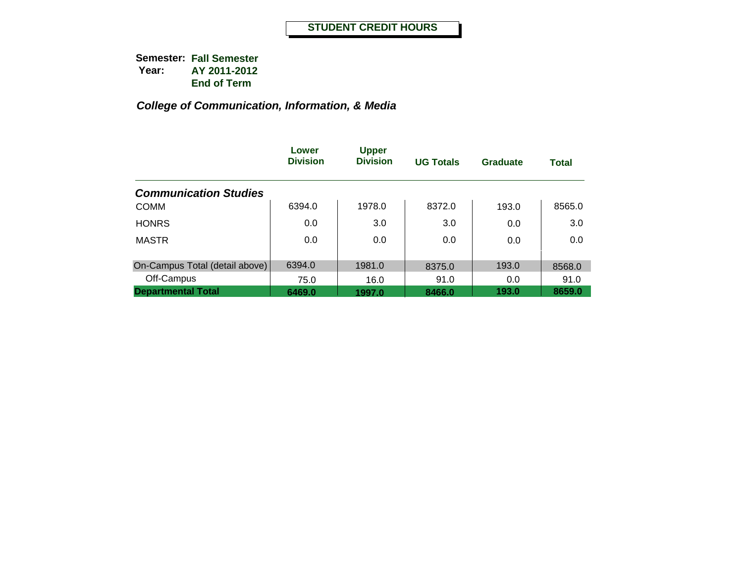# STUDENT CREDIT HOURS

**Semester:** **Fall Semester**
**Year:** **AY 2011-2012**
**End of Term**

### *College of Communication, Information, & Media*

| | Lower Division | Upper Division | UG Totals | Graduate | Total |
|---|---|---|---|---|---|
| ***Communication Studies*** | | | | | |
| COMM | 6394.0 | 1978.0 | 8372.0 | 193.0 | 8565.0 |
| HONRS | 0.0 | 3.0 | 3.0 | 0.0 | 3.0 |
| MASTR | 0.0 | 0.0 | 0.0 | 0.0 | 0.0 |
| On-Campus Total (detail above) | 6394.0 | 1981.0 | 8375.0 | 193.0 | 8568.0 |
| Off-Campus | 75.0 | 16.0 | 91.0 | 0.0 | 91.0 |
| **Departmental Total** | **6469.0** | **1997.0** | **8466.0** | **193.0** | **8659.0** |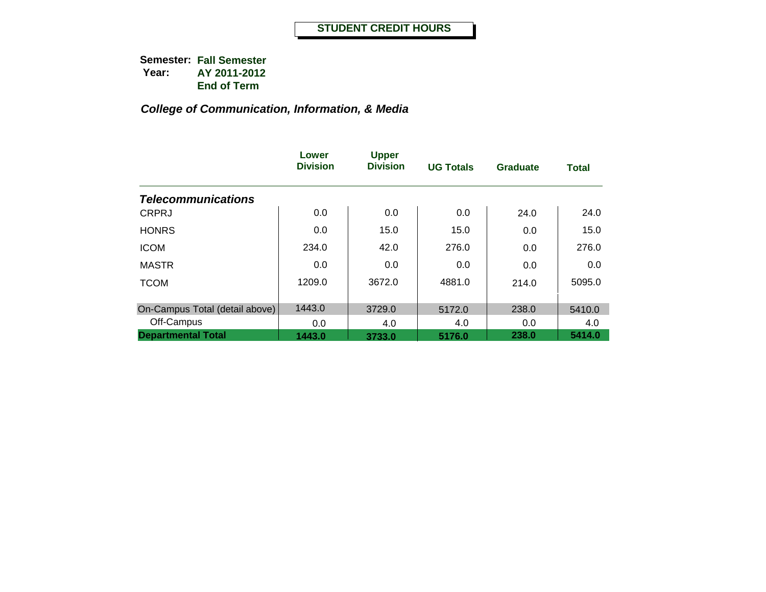## STUDENT CREDIT HOURS

**Semester:** **Fall Semester**
**Year:** **AY 2011-2012**
**End of Term**

### *College of Communication, Information, & Media*

| | Lower Division | Upper Division | UG Totals | Graduate | Total |
|---|---|---|---|---|---|
| ***Telecommunications*** | | | | | |
| CRPRJ | 0.0 | 0.0 | 0.0 | 24.0 | 24.0 |
| HONRS | 0.0 | 15.0 | 15.0 | 0.0 | 15.0 |
| ICOM | 234.0 | 42.0 | 276.0 | 0.0 | 276.0 |
| MASTR | 0.0 | 0.0 | 0.0 | 0.0 | 0.0 |
| TCOM | 1209.0 | 3672.0 | 4881.0 | 214.0 | 5095.0 |
| On-Campus Total (detail above) | 1443.0 | 3729.0 | 5172.0 | 238.0 | 5410.0 |
| Off-Campus | 0.0 | 4.0 | 4.0 | 0.0 | 4.0 |
| **Departmental Total** | **1443.0** | **3733.0** | **5176.0** | **238.0** | **5414.0** |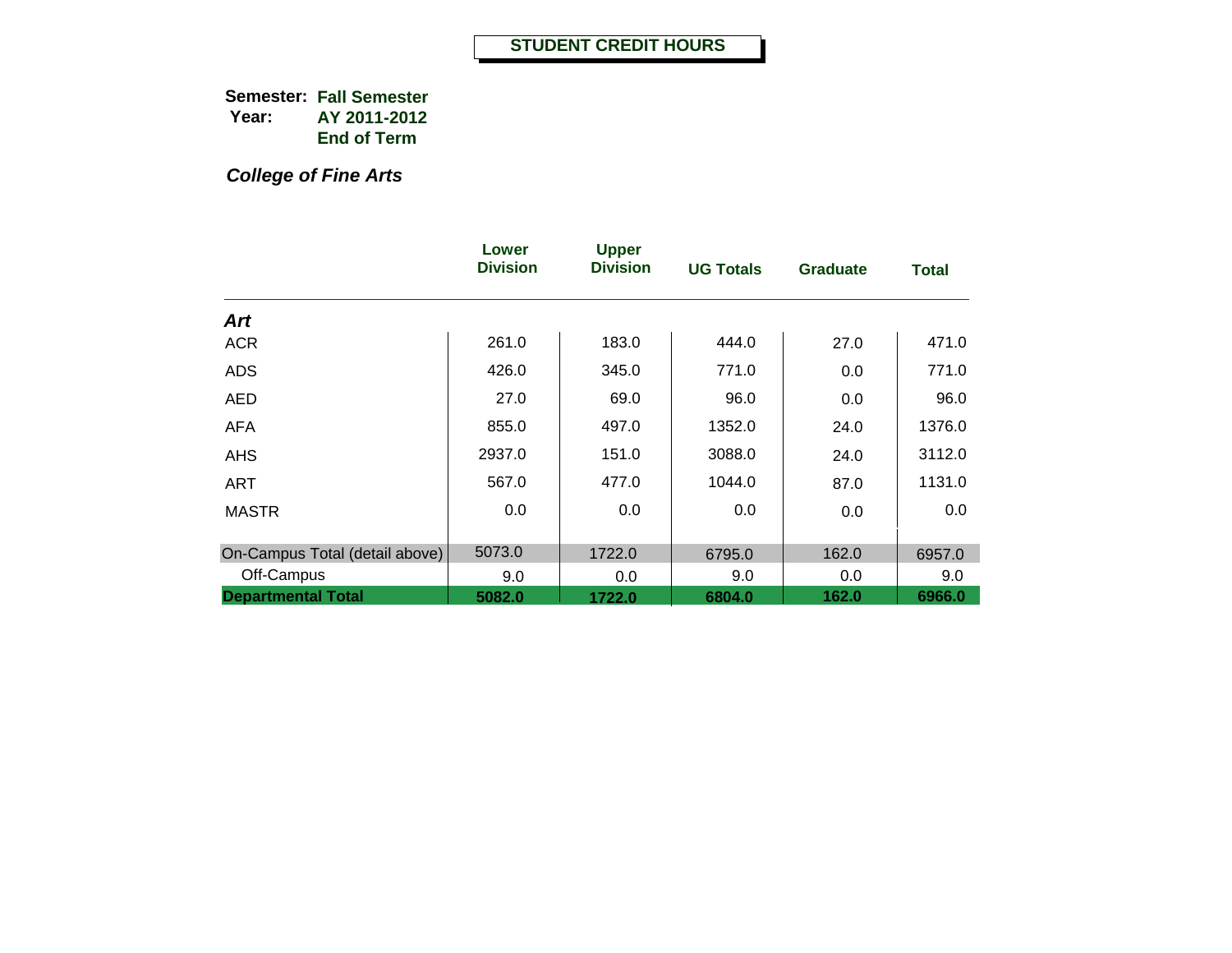# STUDENT CREDIT HOURS

**Semester:** **Fall Semester**
**Year:** **AY 2011-2012**
**End of Term**

***College of Fine Arts***

| | Lower Division | Upper Division | UG Totals | Graduate | Total |
|---|---|---|---|---|---|
| ***Art*** | | | | | |
| ACR | 261.0 | 183.0 | 444.0 | 27.0 | 471.0 |
| ADS | 426.0 | 345.0 | 771.0 | 0.0 | 771.0 |
| AED | 27.0 | 69.0 | 96.0 | 0.0 | 96.0 |
| AFA | 855.0 | 497.0 | 1352.0 | 24.0 | 1376.0 |
| AHS | 2937.0 | 151.0 | 3088.0 | 24.0 | 3112.0 |
| ART | 567.0 | 477.0 | 1044.0 | 87.0 | 1131.0 |
| MASTR | 0.0 | 0.0 | 0.0 | 0.0 | 0.0 |
| On-Campus Total (detail above) | 5073.0 | 1722.0 | 6795.0 | 162.0 | 6957.0 |
| Off-Campus | 9.0 | 0.0 | 9.0 | 0.0 | 9.0 |
| **Departmental Total** | **5082.0** | **1722.0** | **6804.0** | **162.0** | **6966.0** |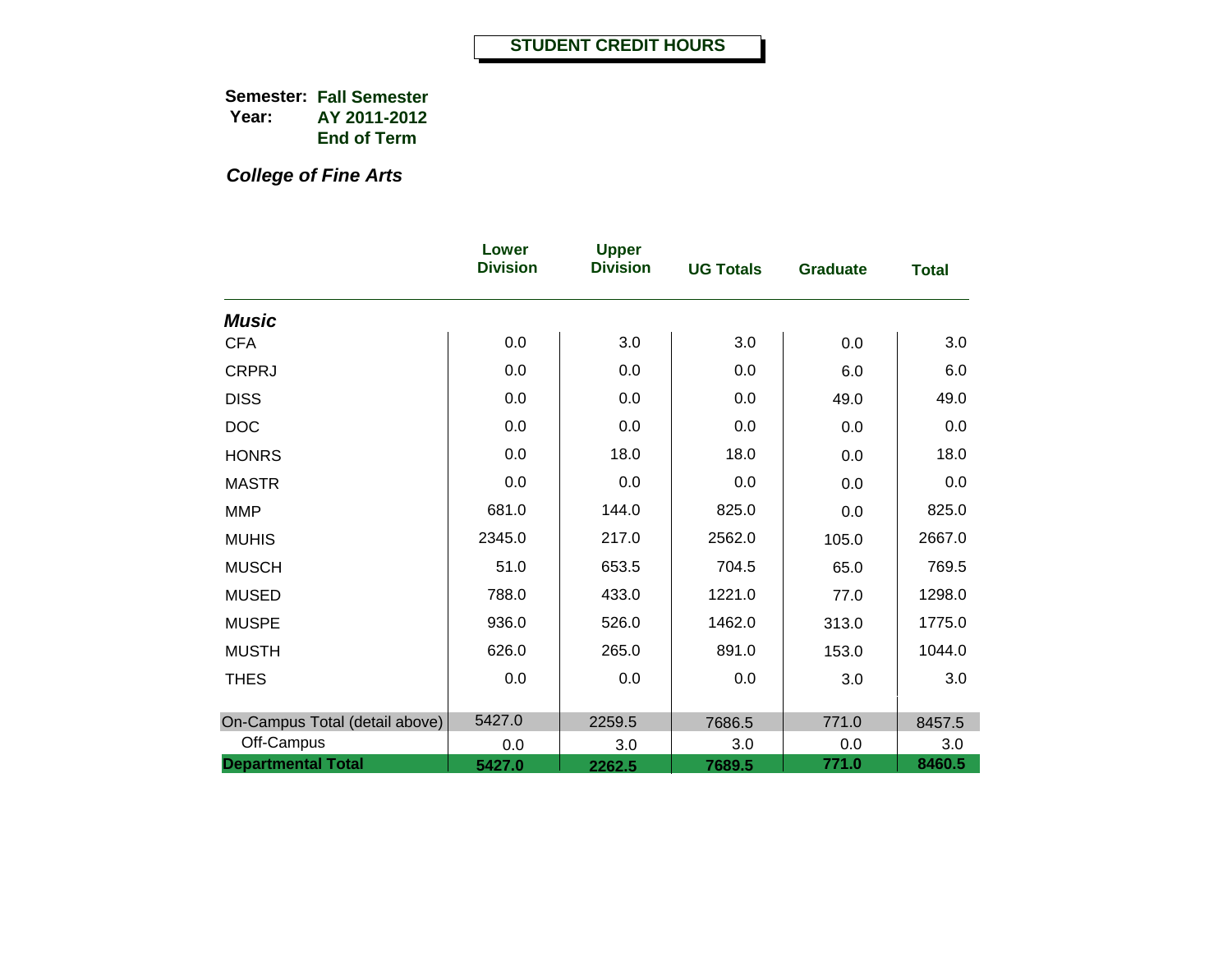**STUDENT CREDIT HOURS**

**Semester:** **Fall Semester**
**Year:** **AY 2011-2012**
**End of Term**

***College of Fine Arts***

| | Lower Division | Upper Division | UG Totals | Graduate | Total |
|---|---|---|---|---|---|
| ***Music*** | | | | | |
| CFA | 0.0 | 3.0 | 3.0 | 0.0 | 3.0 |
| CRPRJ | 0.0 | 0.0 | 0.0 | 6.0 | 6.0 |
| DISS | 0.0 | 0.0 | 0.0 | 49.0 | 49.0 |
| DOC | 0.0 | 0.0 | 0.0 | 0.0 | 0.0 |
| HONRS | 0.0 | 18.0 | 18.0 | 0.0 | 18.0 |
| MASTR | 0.0 | 0.0 | 0.0 | 0.0 | 0.0 |
| MMP | 681.0 | 144.0 | 825.0 | 0.0 | 825.0 |
| MUHIS | 2345.0 | 217.0 | 2562.0 | 105.0 | 2667.0 |
| MUSCH | 51.0 | 653.5 | 704.5 | 65.0 | 769.5 |
| MUSED | 788.0 | 433.0 | 1221.0 | 77.0 | 1298.0 |
| MUSPE | 936.0 | 526.0 | 1462.0 | 313.0 | 1775.0 |
| MUSTH | 626.0 | 265.0 | 891.0 | 153.0 | 1044.0 |
| THES | 0.0 | 0.0 | 0.0 | 3.0 | 3.0 |
| On-Campus Total (detail above) | 5427.0 | 2259.5 | 7686.5 | 771.0 | 8457.5 |
| Off-Campus | 0.0 | 3.0 | 3.0 | 0.0 | 3.0 |
| **Departmental Total** | **5427.0** | **2262.5** | **7689.5** | **771.0** | **8460.5** |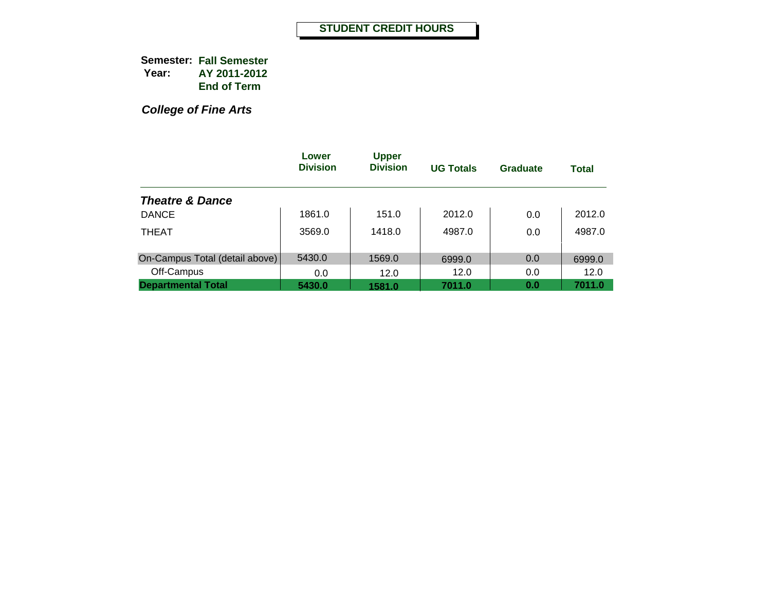# STUDENT CREDIT HOURS

**Semester:** **Fall Semester**
**Year:** **AY 2011-2012**
**End of Term**

***College of Fine Arts***

| | Lower Division | Upper Division | UG Totals | Graduate | Total |
|---|---|---|---|---|---|
| ***Theatre & Dance*** | | | | | |
| DANCE | 1861.0 | 151.0 | 2012.0 | 0.0 | 2012.0 |
| THEAT | 3569.0 | 1418.0 | 4987.0 | 0.0 | 4987.0 |
| On-Campus Total (detail above) | 5430.0 | 1569.0 | 6999.0 | 0.0 | 6999.0 |
| Off-Campus | 0.0 | 12.0 | 12.0 | 0.0 | 12.0 |
| **Departmental Total** | **5430.0** | **1581.0** | **7011.0** | **0.0** | **7011.0** |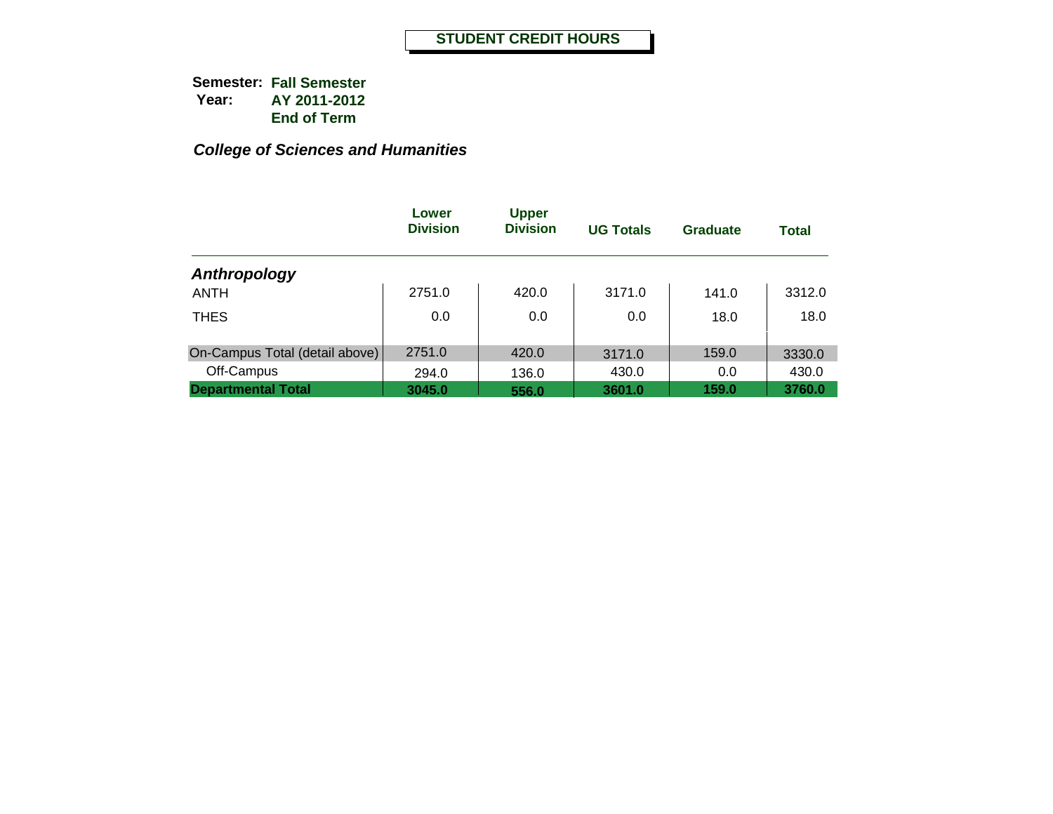# STUDENT CREDIT HOURS

**Semester:** **Fall Semester**
**Year:** **AY 2011-2012**
**End of Term**

***College of Sciences and Humanities***

| | Lower Division | Upper Division | UG Totals | Graduate | Total |
|---|---|---|---|---|---|
| ***Anthropology*** | | | | | |
| ANTH | 2751.0 | 420.0 | 3171.0 | 141.0 | 3312.0 |
| THES | 0.0 | 0.0 | 0.0 | 18.0 | 18.0 |
| On-Campus Total (detail above) | 2751.0 | 420.0 | 3171.0 | 159.0 | 3330.0 |
| Off-Campus | 294.0 | 136.0 | 430.0 | 0.0 | 430.0 |
| **Departmental Total** | **3045.0** | **556.0** | **3601.0** | **159.0** | **3760.0** |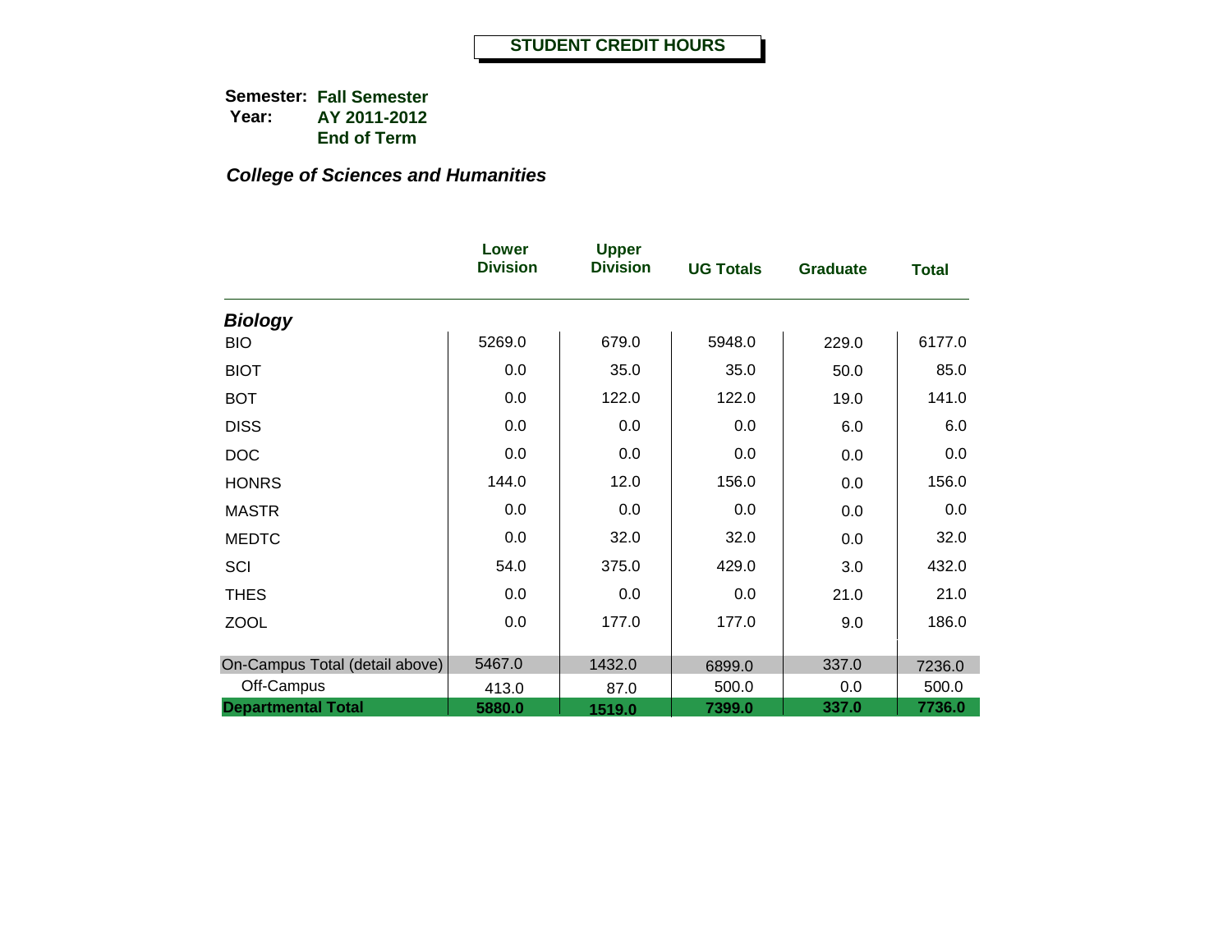# STUDENT CREDIT HOURS

**Semester:** **Fall Semester**
**Year:** **AY 2011-2012**
**End of Term**

### *College of Sciences and Humanities*

| | Lower Division | Upper Division | UG Totals | Graduate | Total |
|---|---|---|---|---|---|
| ***Biology*** | | | | | |
| BIO | 5269.0 | 679.0 | 5948.0 | 229.0 | 6177.0 |
| BIOT | 0.0 | 35.0 | 35.0 | 50.0 | 85.0 |
| BOT | 0.0 | 122.0 | 122.0 | 19.0 | 141.0 |
| DISS | 0.0 | 0.0 | 0.0 | 6.0 | 6.0 |
| DOC | 0.0 | 0.0 | 0.0 | 0.0 | 0.0 |
| HONRS | 144.0 | 12.0 | 156.0 | 0.0 | 156.0 |
| MASTR | 0.0 | 0.0 | 0.0 | 0.0 | 0.0 |
| MEDTC | 0.0 | 32.0 | 32.0 | 0.0 | 32.0 |
| SCI | 54.0 | 375.0 | 429.0 | 3.0 | 432.0 |
| THES | 0.0 | 0.0 | 0.0 | 21.0 | 21.0 |
| ZOOL | 0.0 | 177.0 | 177.0 | 9.0 | 186.0 |
| On-Campus Total (detail above) | 5467.0 | 1432.0 | 6899.0 | 337.0 | 7236.0 |
| Off-Campus | 413.0 | 87.0 | 500.0 | 0.0 | 500.0 |
| **Departmental Total** | **5880.0** | **1519.0** | **7399.0** | **337.0** | **7736.0** |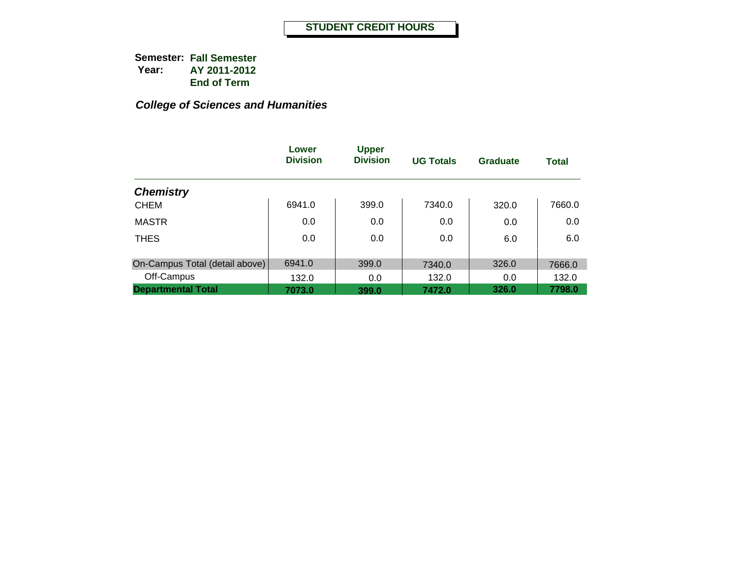# STUDENT CREDIT HOURS

**Semester:** **Fall Semester**
**Year:** **AY 2011-2012**
**End of Term**

***College of Sciences and Humanities***

| | Lower Division | Upper Division | UG Totals | Graduate | Total |
|---|---|---|---|---|---|
| ***Chemistry*** | | | | | |
| CHEM | 6941.0 | 399.0 | 7340.0 | 320.0 | 7660.0 |
| MASTR | 0.0 | 0.0 | 0.0 | 0.0 | 0.0 |
| THES | 0.0 | 0.0 | 0.0 | 6.0 | 6.0 |
| On-Campus Total (detail above) | 6941.0 | 399.0 | 7340.0 | 326.0 | 7666.0 |
| Off-Campus | 132.0 | 0.0 | 132.0 | 0.0 | 132.0 |
| **Departmental Total** | **7073.0** | **399.0** | **7472.0** | **326.0** | **7798.0** |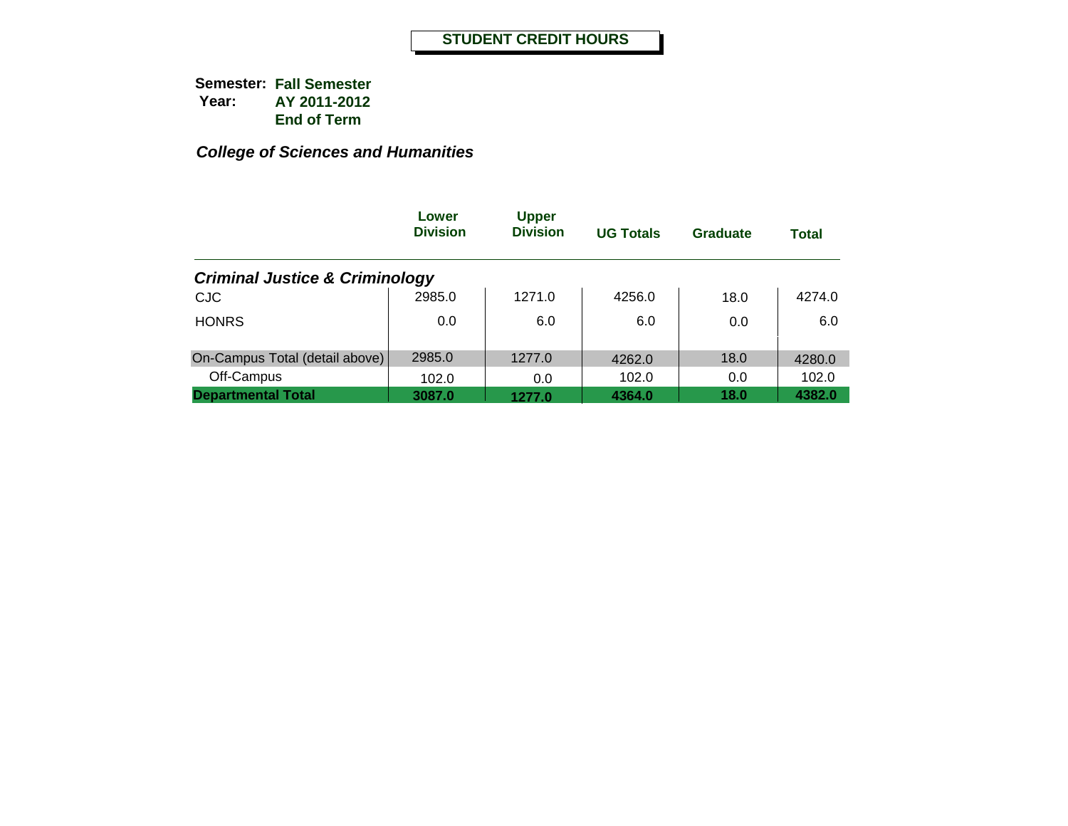# STUDENT CREDIT HOURS

**Semester:** **Fall Semester**
**Year:** **AY 2011-2012**
**End of Term**

***College of Sciences and Humanities***

| | Lower Division | Upper Division | UG Totals | Graduate | Total |
|---|---|---|---|---|---|
| ***Criminal Justice & Criminology*** | | | | | |
| CJC | 2985.0 | 1271.0 | 4256.0 | 18.0 | 4274.0 |
| HONRS | 0.0 | 6.0 | 6.0 | 0.0 | 6.0 |
| On-Campus Total (detail above) | 2985.0 | 1277.0 | 4262.0 | 18.0 | 4280.0 |
| Off-Campus | 102.0 | 0.0 | 102.0 | 0.0 | 102.0 |
| **Departmental Total** | **3087.0** | **1277.0** | **4364.0** | **18.0** | **4382.0** |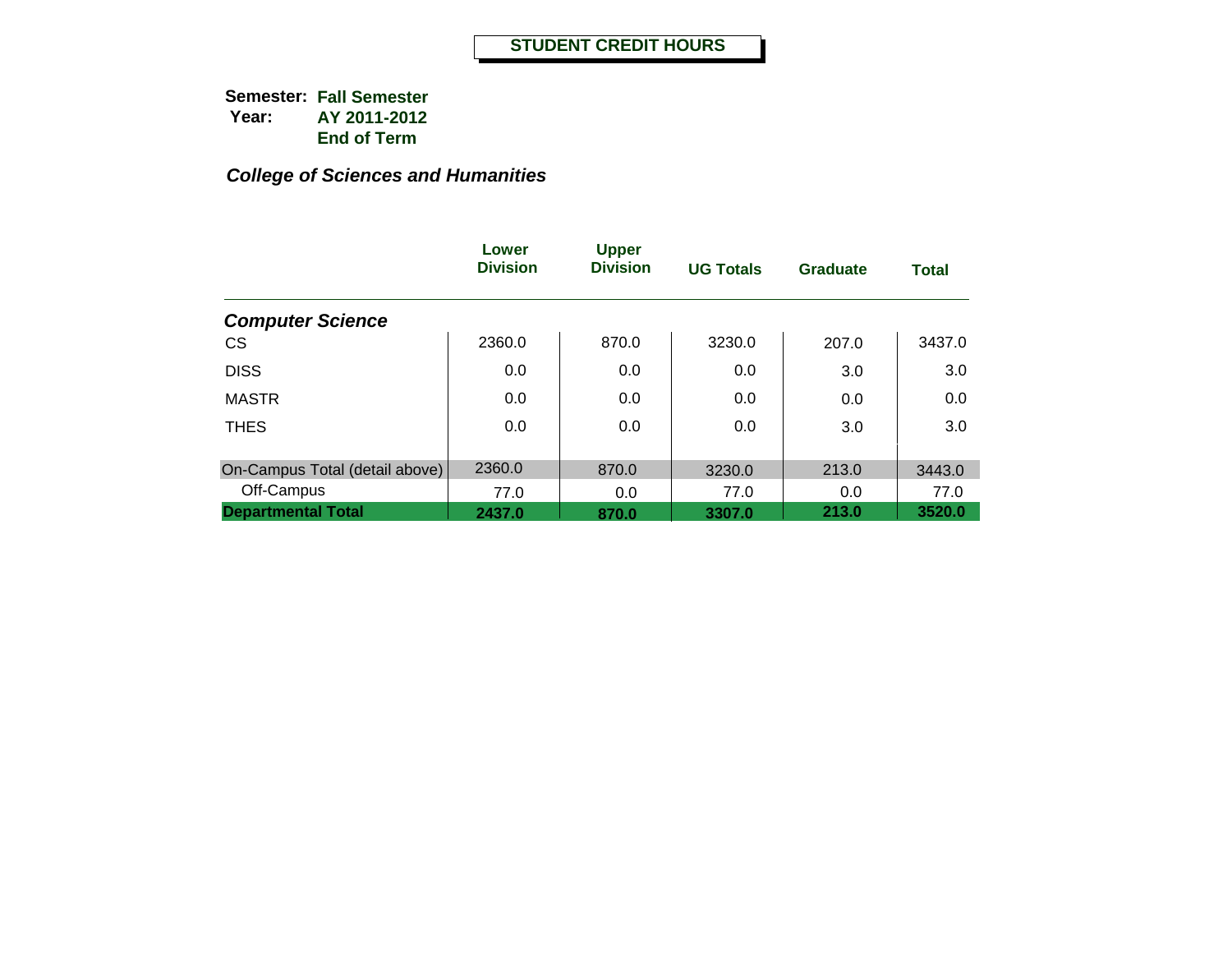# STUDENT CREDIT HOURS

**Semester:** **Fall Semester**
**Year:** **AY 2011-2012**
**End of Term**

***College of Sciences and Humanities***

| | Lower Division | Upper Division | UG Totals | Graduate | Total |
|---|---|---|---|---|---|
| ***Computer Science*** | | | | | |
| CS | 2360.0 | 870.0 | 3230.0 | 207.0 | 3437.0 |
| DISS | 0.0 | 0.0 | 0.0 | 3.0 | 3.0 |
| MASTR | 0.0 | 0.0 | 0.0 | 0.0 | 0.0 |
| THES | 0.0 | 0.0 | 0.0 | 3.0 | 3.0 |
| On-Campus Total (detail above) | 2360.0 | 870.0 | 3230.0 | 213.0 | 3443.0 |
| Off-Campus | 77.0 | 0.0 | 77.0 | 0.0 | 77.0 |
| **Departmental Total** | **2437.0** | **870.0** | **3307.0** | **213.0** | **3520.0** |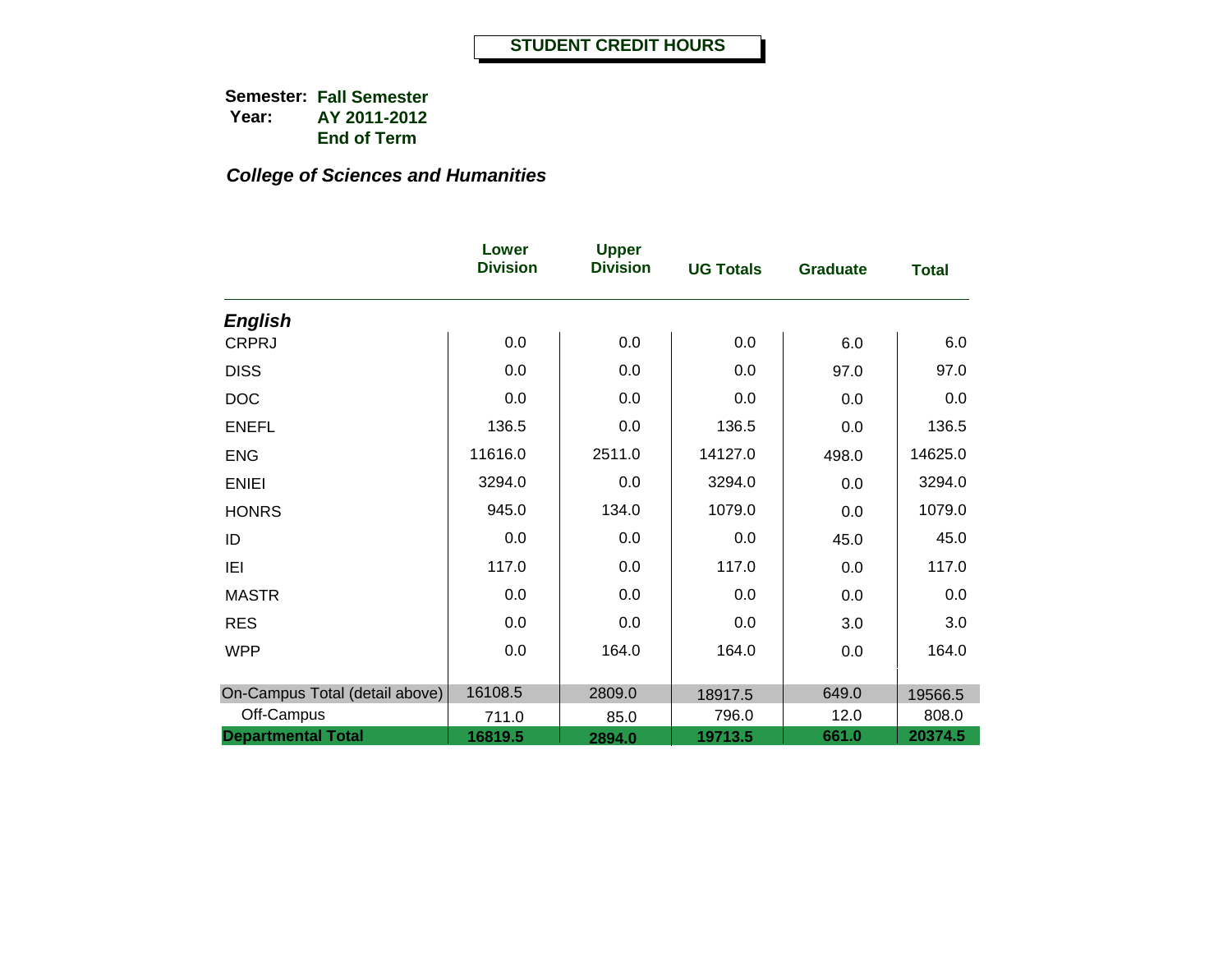# STUDENT CREDIT HOURS

**Semester:** **Fall Semester**
**Year:** **AY 2011-2012**
**End of Term**

***College of Sciences and Humanities***

| | Lower Division | Upper Division | UG Totals | Graduate | Total |
|---|---|---|---|---|---|
| ***English*** | | | | | |
| CRPRJ | 0.0 | 0.0 | 0.0 | 6.0 | 6.0 |
| DISS | 0.0 | 0.0 | 0.0 | 97.0 | 97.0 |
| DOC | 0.0 | 0.0 | 0.0 | 0.0 | 0.0 |
| ENEFL | 136.5 | 0.0 | 136.5 | 0.0 | 136.5 |
| ENG | 11616.0 | 2511.0 | 14127.0 | 498.0 | 14625.0 |
| ENIEI | 3294.0 | 0.0 | 3294.0 | 0.0 | 3294.0 |
| HONRS | 945.0 | 134.0 | 1079.0 | 0.0 | 1079.0 |
| ID | 0.0 | 0.0 | 0.0 | 45.0 | 45.0 |
| IEI | 117.0 | 0.0 | 117.0 | 0.0 | 117.0 |
| MASTR | 0.0 | 0.0 | 0.0 | 0.0 | 0.0 |
| RES | 0.0 | 0.0 | 0.0 | 3.0 | 3.0 |
| WPP | 0.0 | 164.0 | 164.0 | 0.0 | 164.0 |
| On-Campus Total (detail above) | 16108.5 | 2809.0 | 18917.5 | 649.0 | 19566.5 |
| Off-Campus | 711.0 | 85.0 | 796.0 | 12.0 | 808.0 |
| **Departmental Total** | **16819.5** | **2894.0** | **19713.5** | **661.0** | **20374.5** |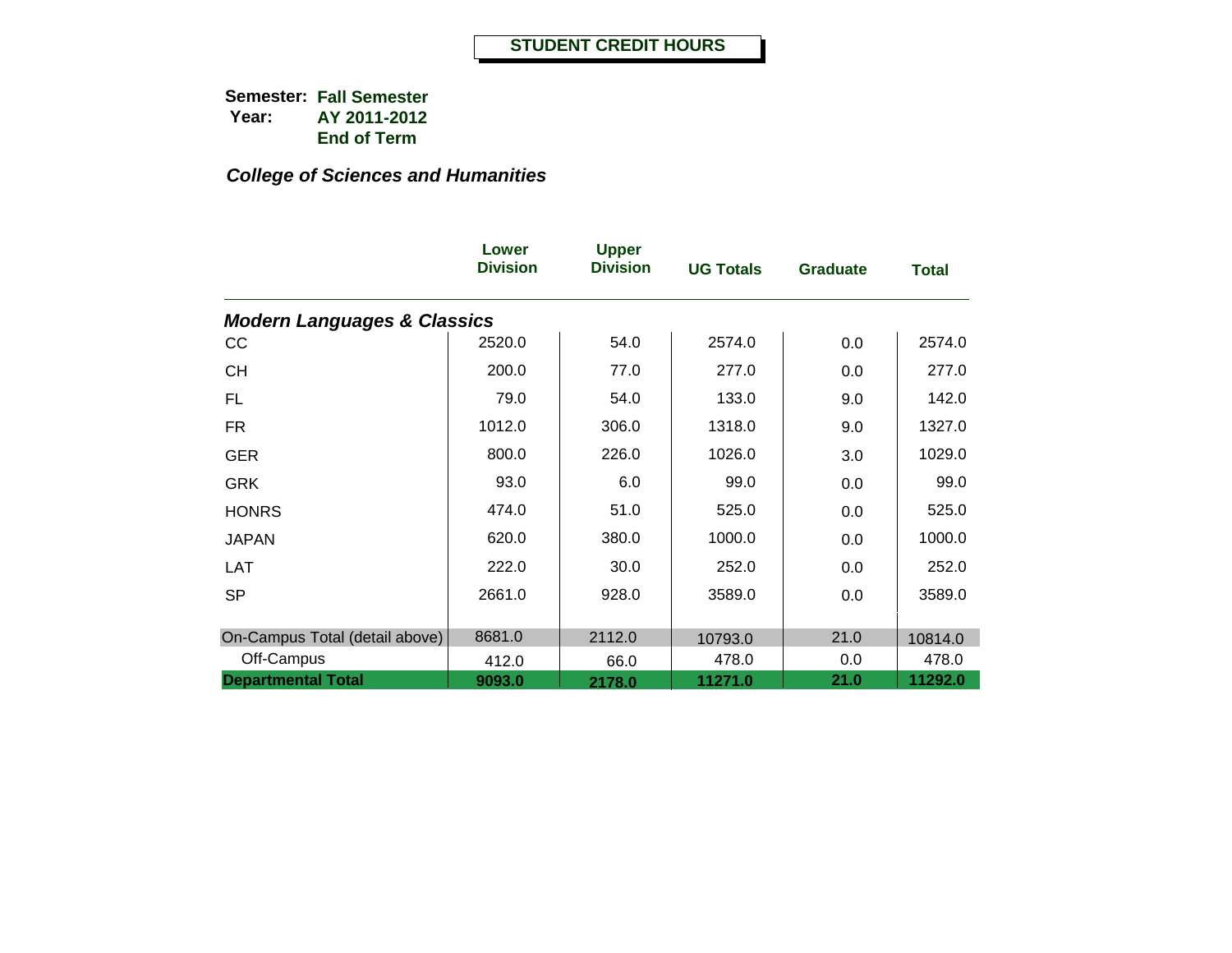# STUDENT CREDIT HOURS

**Semester:** **Fall Semester**
**Year:** **AY 2011-2012**
**End of Term**

***College of Sciences and Humanities***

| | Lower Division | Upper Division | UG Totals | Graduate | Total |
|---|---|---|---|---|---|
| ***Modern Languages & Classics*** | | | | | |
| CC | 2520.0 | 54.0 | 2574.0 | 0.0 | 2574.0 |
| CH | 200.0 | 77.0 | 277.0 | 0.0 | 277.0 |
| FL | 79.0 | 54.0 | 133.0 | 9.0 | 142.0 |
| FR | 1012.0 | 306.0 | 1318.0 | 9.0 | 1327.0 |
| GER | 800.0 | 226.0 | 1026.0 | 3.0 | 1029.0 |
| GRK | 93.0 | 6.0 | 99.0 | 0.0 | 99.0 |
| HONRS | 474.0 | 51.0 | 525.0 | 0.0 | 525.0 |
| JAPAN | 620.0 | 380.0 | 1000.0 | 0.0 | 1000.0 |
| LAT | 222.0 | 30.0 | 252.0 | 0.0 | 252.0 |
| SP | 2661.0 | 928.0 | 3589.0 | 0.0 | 3589.0 |
| On-Campus Total (detail above) | 8681.0 | 2112.0 | 10793.0 | 21.0 | 10814.0 |
| Off-Campus | 412.0 | 66.0 | 478.0 | 0.0 | 478.0 |
| **Departmental Total** | **9093.0** | **2178.0** | **11271.0** | **21.0** | **11292.0** |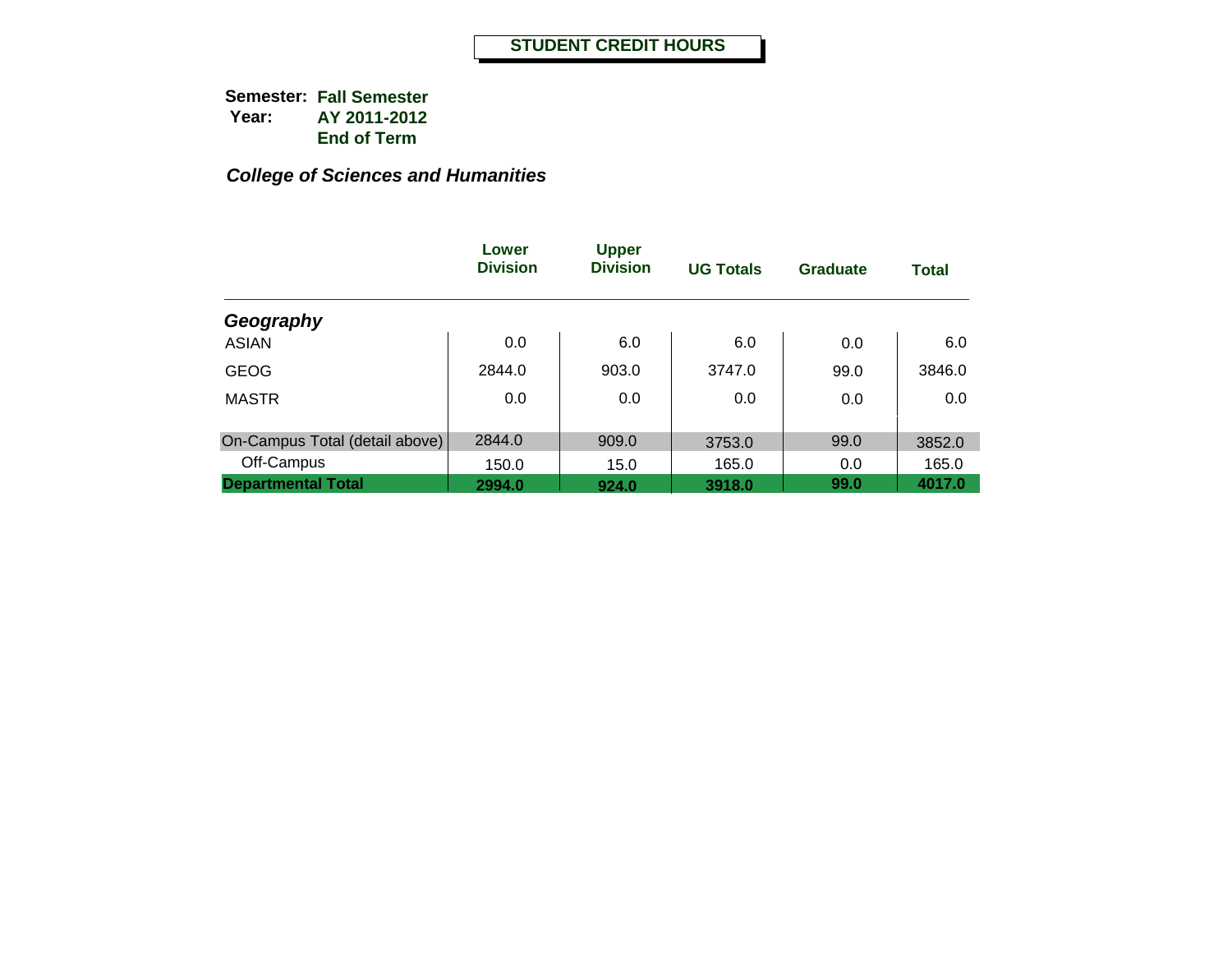# STUDENT CREDIT HOURS

**Semester:** **Fall Semester**
**Year:** **AY 2011-2012**
**End of Term**

***College of Sciences and Humanities***

| | Lower Division | Upper Division | UG Totals | Graduate | Total |
|---|---|---|---|---|---|
| ***Geography*** | | | | | |
| ASIAN | 0.0 | 6.0 | 6.0 | 0.0 | 6.0 |
| GEOG | 2844.0 | 903.0 | 3747.0 | 99.0 | 3846.0 |
| MASTR | 0.0 | 0.0 | 0.0 | 0.0 | 0.0 |
| On-Campus Total (detail above) | 2844.0 | 909.0 | 3753.0 | 99.0 | 3852.0 |
| Off-Campus | 150.0 | 15.0 | 165.0 | 0.0 | 165.0 |
| **Departmental Total** | **2994.0** | **924.0** | **3918.0** | **99.0** | **4017.0** |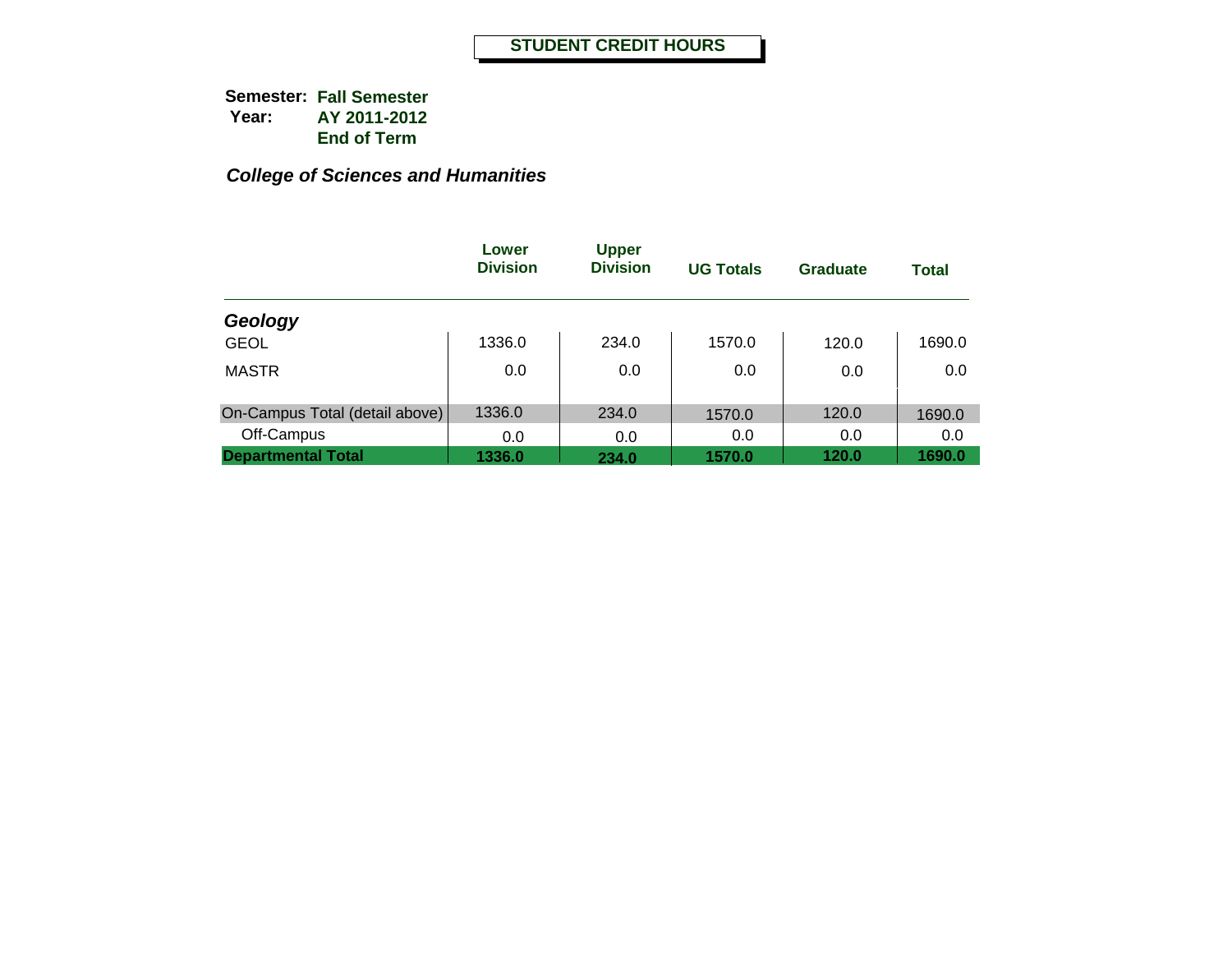# STUDENT CREDIT HOURS

**Semester:** **Fall Semester**
**Year:** **AY 2011-2012**
**End of Term**

### *College of Sciences and Humanities*

| | Lower Division | Upper Division | UG Totals | Graduate | Total |
|---|---|---|---|---|---|
| ***Geology*** | | | | | |
| GEOL | 1336.0 | 234.0 | 1570.0 | 120.0 | 1690.0 |
| MASTR | 0.0 | 0.0 | 0.0 | 0.0 | 0.0 |
| On-Campus Total (detail above) | 1336.0 | 234.0 | 1570.0 | 120.0 | 1690.0 |
| Off-Campus | 0.0 | 0.0 | 0.0 | 0.0 | 0.0 |
| **Departmental Total** | **1336.0** | **234.0** | **1570.0** | **120.0** | **1690.0** |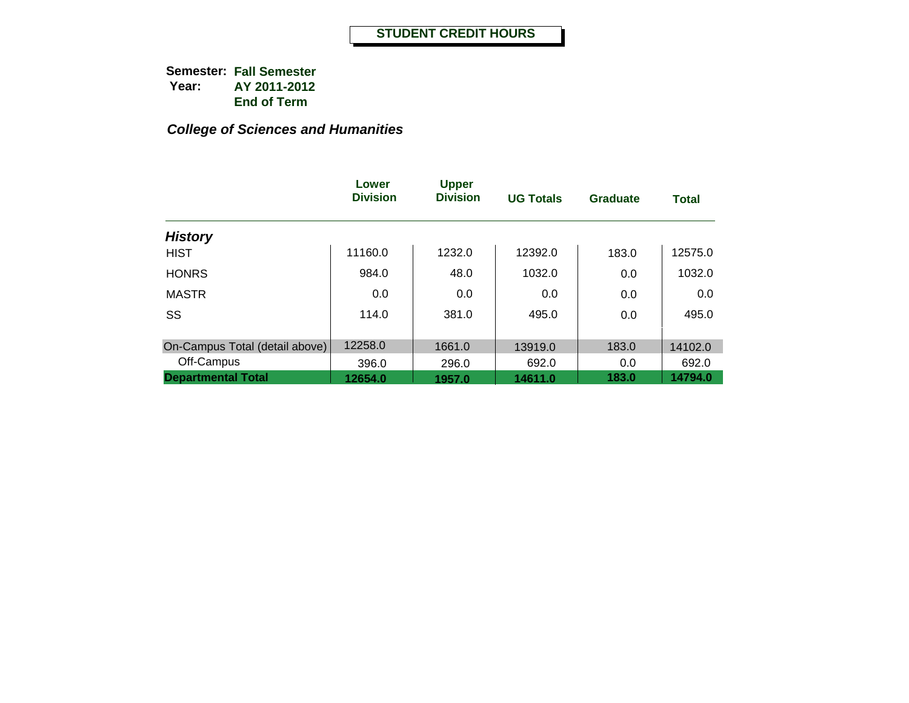# STUDENT CREDIT HOURS

**Semester:** **Fall Semester**
**Year:** **AY 2011-2012**
**End of Term**

***College of Sciences and Humanities***

| | Lower Division | Upper Division | UG Totals | Graduate | Total |
|---|---|---|---|---|---|
| ***History*** | | | | | |
| HIST | 11160.0 | 1232.0 | 12392.0 | 183.0 | 12575.0 |
| HONRS | 984.0 | 48.0 | 1032.0 | 0.0 | 1032.0 |
| MASTR | 0.0 | 0.0 | 0.0 | 0.0 | 0.0 |
| SS | 114.0 | 381.0 | 495.0 | 0.0 | 495.0 |
| On-Campus Total (detail above) | 12258.0 | 1661.0 | 13919.0 | 183.0 | 14102.0 |
| Off-Campus | 396.0 | 296.0 | 692.0 | 0.0 | 692.0 |
| **Departmental Total** | **12654.0** | **1957.0** | **14611.0** | **183.0** | **14794.0** |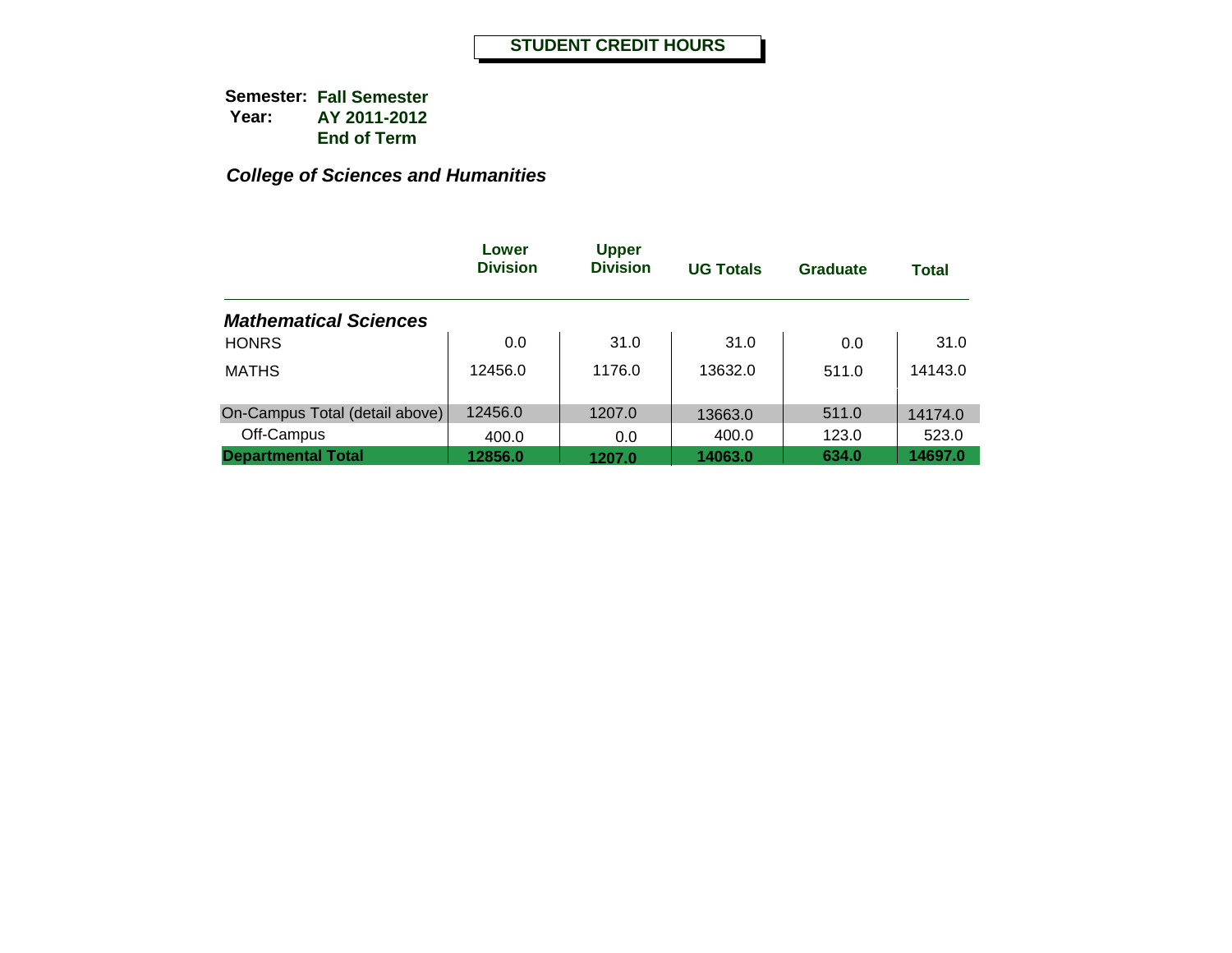# STUDENT CREDIT HOURS

**Semester:** Fall Semester
**Year:** AY 2011-2012
End of Term

***College of Sciences and Humanities***

| | Lower Division | Upper Division | UG Totals | Graduate | Total |
|---|---|---|---|---|---|
| ***Mathematical Sciences*** | | | | | |
| HONRS | 0.0 | 31.0 | 31.0 | 0.0 | 31.0 |
| MATHS | 12456.0 | 1176.0 | 13632.0 | 511.0 | 14143.0 |
| On-Campus Total (detail above) | 12456.0 | 1207.0 | 13663.0 | 511.0 | 14174.0 |
| Off-Campus | 400.0 | 0.0 | 400.0 | 123.0 | 523.0 |
| **Departmental Total** | **12856.0** | **1207.0** | **14063.0** | **634.0** | **14697.0** |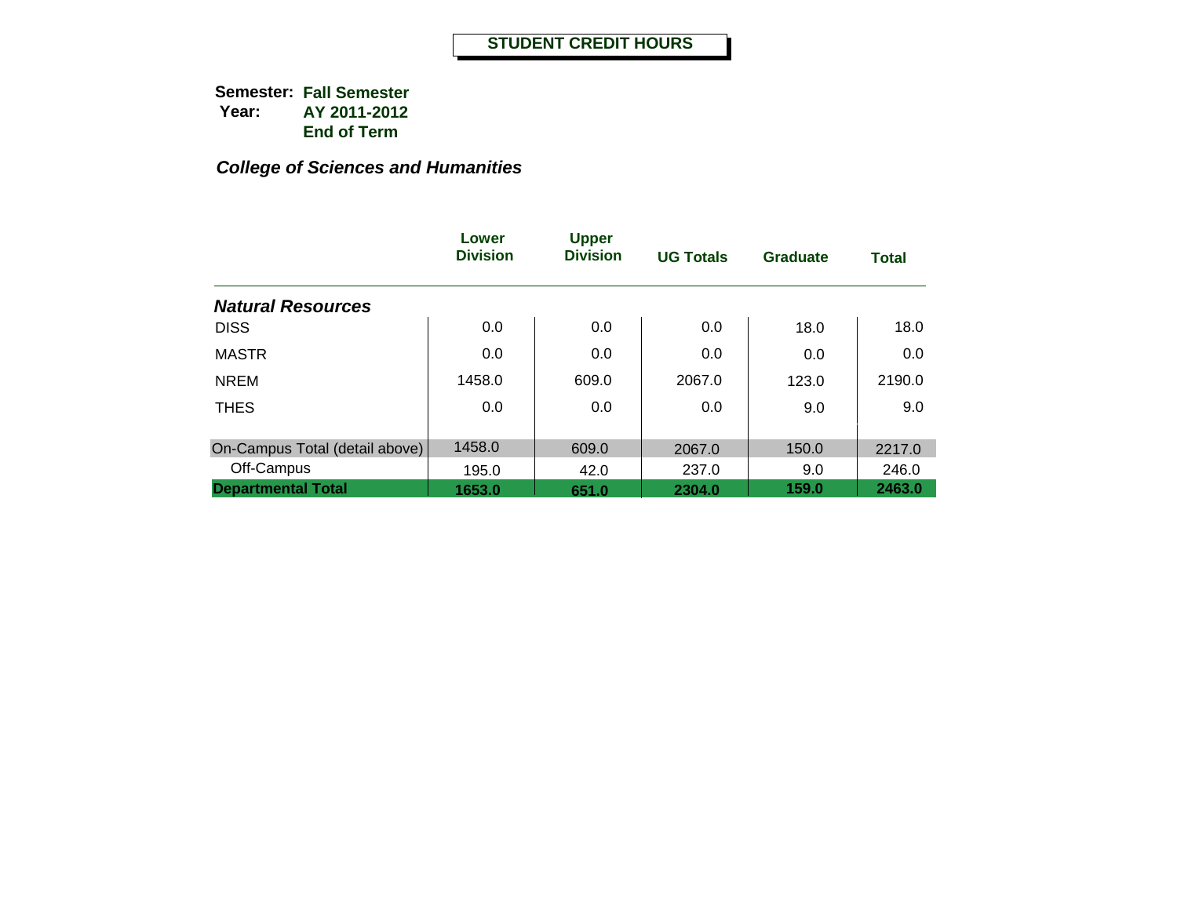# STUDENT CREDIT HOURS

**Semester:** **Fall Semester**
**Year:** **AY 2011-2012**
**End of Term**

***College of Sciences and Humanities***

| | Lower Division | Upper Division | UG Totals | Graduate | Total |
|---|---|---|---|---|---|
| ***Natural Resources*** | | | | | |
| DISS | 0.0 | 0.0 | 0.0 | 18.0 | 18.0 |
| MASTR | 0.0 | 0.0 | 0.0 | 0.0 | 0.0 |
| NREM | 1458.0 | 609.0 | 2067.0 | 123.0 | 2190.0 |
| THES | 0.0 | 0.0 | 0.0 | 9.0 | 9.0 |
| On-Campus Total (detail above) | 1458.0 | 609.0 | 2067.0 | 150.0 | 2217.0 |
| Off-Campus | 195.0 | 42.0 | 237.0 | 9.0 | 246.0 |
| **Departmental Total** | **1653.0** | **651.0** | **2304.0** | **159.0** | **2463.0** |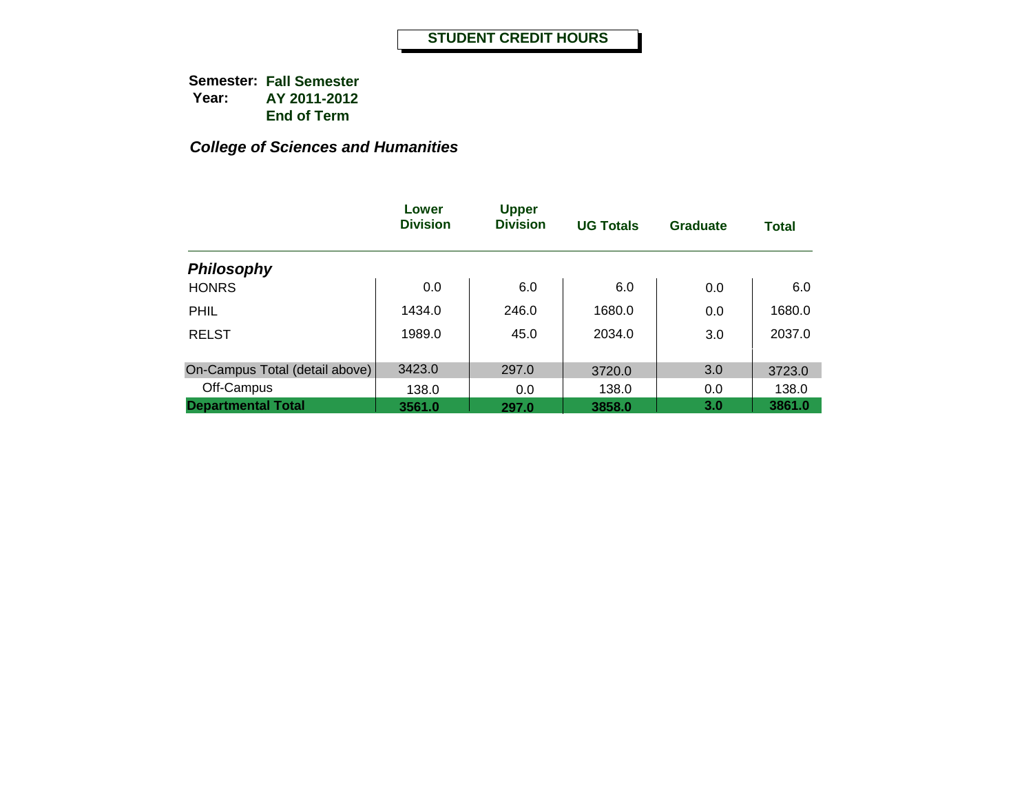# STUDENT CREDIT HOURS

**Semester:** **Fall Semester**
**Year:** **AY 2011-2012**
**End of Term**

***College of Sciences and Humanities***

| | Lower Division | Upper Division | UG Totals | Graduate | Total |
|---|---|---|---|---|---|
| ***Philosophy*** | | | | | |
| HONRS | 0.0 | 6.0 | 6.0 | 0.0 | 6.0 |
| PHIL | 1434.0 | 246.0 | 1680.0 | 0.0 | 1680.0 |
| RELST | 1989.0 | 45.0 | 2034.0 | 3.0 | 2037.0 |
| On-Campus Total (detail above) | 3423.0 | 297.0 | 3720.0 | 3.0 | 3723.0 |
| Off-Campus | 138.0 | 0.0 | 138.0 | 0.0 | 138.0 |
| **Departmental Total** | **3561.0** | **297.0** | **3858.0** | **3.0** | **3861.0** |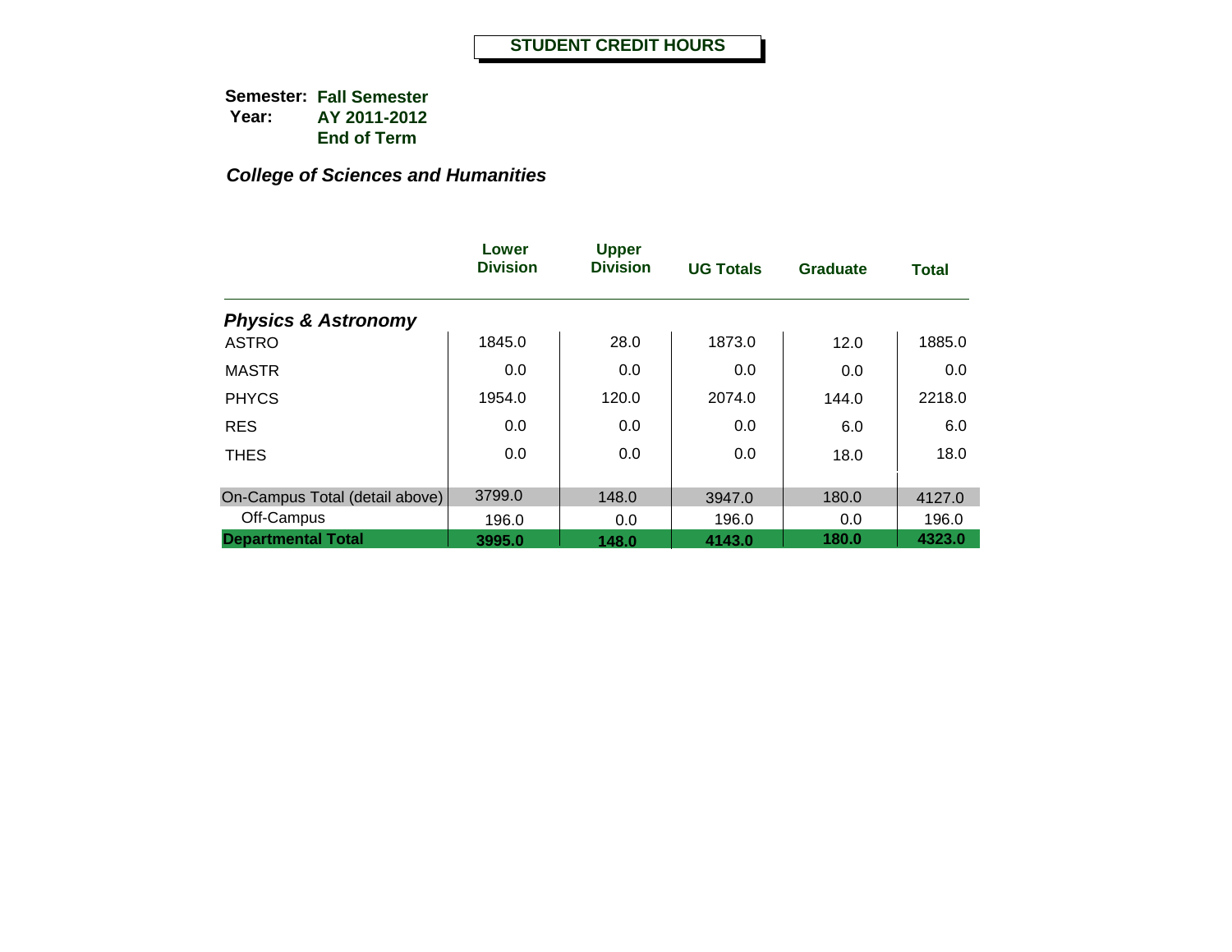# STUDENT CREDIT HOURS

**Semester:** **Fall Semester**
**Year:** **AY 2011-2012**
**End of Term**

***College of Sciences and Humanities***

| | Lower Division | Upper Division | UG Totals | Graduate | Total |
|---|---|---|---|---|---|
| ***Physics & Astronomy*** | | | | | |
| ASTRO | 1845.0 | 28.0 | 1873.0 | 12.0 | 1885.0 |
| MASTR | 0.0 | 0.0 | 0.0 | 0.0 | 0.0 |
| PHYCS | 1954.0 | 120.0 | 2074.0 | 144.0 | 2218.0 |
| RES | 0.0 | 0.0 | 0.0 | 6.0 | 6.0 |
| THES | 0.0 | 0.0 | 0.0 | 18.0 | 18.0 |
| On-Campus Total (detail above) | 3799.0 | 148.0 | 3947.0 | 180.0 | 4127.0 |
| Off-Campus | 196.0 | 0.0 | 196.0 | 0.0 | 196.0 |
| **Departmental Total** | **3995.0** | **148.0** | **4143.0** | **180.0** | **4323.0** |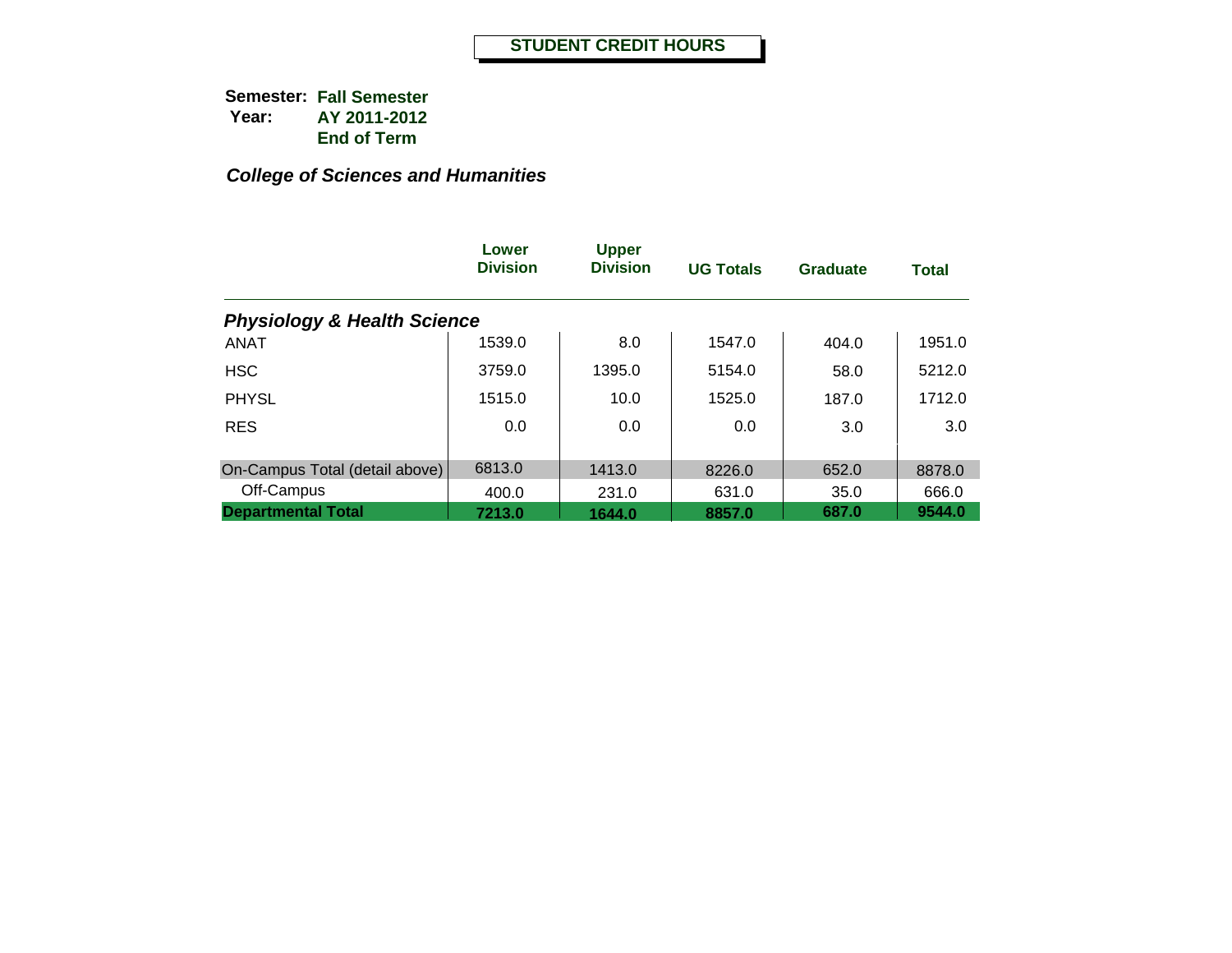# STUDENT CREDIT HOURS

**Semester:** **Fall Semester**
**Year:** **AY 2011-2012**
**End of Term**

***College of Sciences and Humanities***

| | Lower Division | Upper Division | UG Totals | Graduate | Total |
|---|---|---|---|---|---|
| ***Physiology & Health Science*** | | | | | |
| ANAT | 1539.0 | 8.0 | 1547.0 | 404.0 | 1951.0 |
| HSC | 3759.0 | 1395.0 | 5154.0 | 58.0 | 5212.0 |
| PHYSL | 1515.0 | 10.0 | 1525.0 | 187.0 | 1712.0 |
| RES | 0.0 | 0.0 | 0.0 | 3.0 | 3.0 |
| On-Campus Total (detail above) | 6813.0 | 1413.0 | 8226.0 | 652.0 | 8878.0 |
| Off-Campus | 400.0 | 231.0 | 631.0 | 35.0 | 666.0 |
| **Departmental Total** | **7213.0** | **1644.0** | **8857.0** | **687.0** | **9544.0** |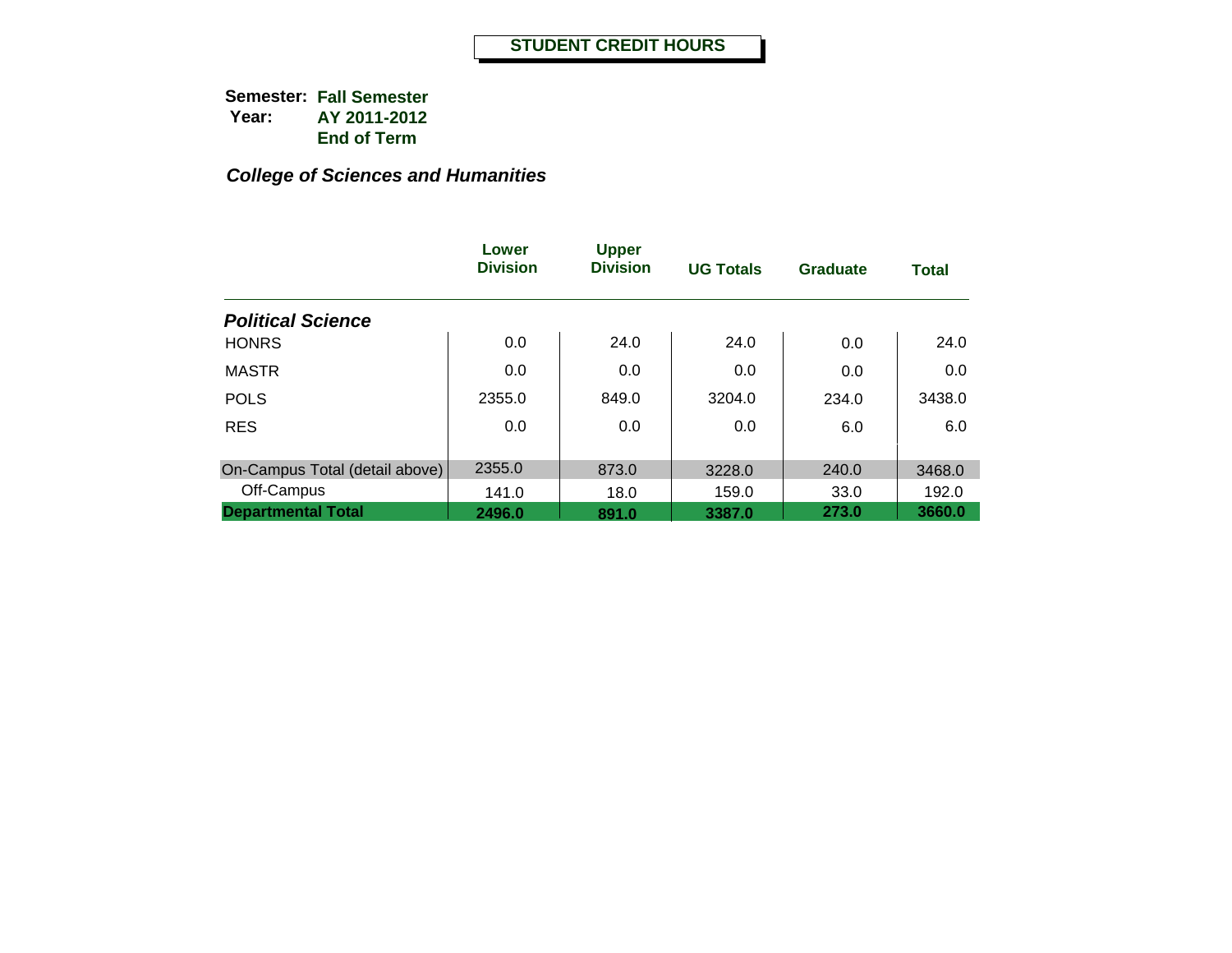# STUDENT CREDIT HOURS

**Semester:** **Fall Semester**
**Year:** **AY 2011-2012**
**End of Term**

***College of Sciences and Humanities***

| | Lower Division | Upper Division | UG Totals | Graduate | Total |
|---|---|---|---|---|---|
| ***Political Science*** | | | | | |
| HONRS | 0.0 | 24.0 | 24.0 | 0.0 | 24.0 |
| MASTR | 0.0 | 0.0 | 0.0 | 0.0 | 0.0 |
| POLS | 2355.0 | 849.0 | 3204.0 | 234.0 | 3438.0 |
| RES | 0.0 | 0.0 | 0.0 | 6.0 | 6.0 |
| On-Campus Total (detail above) | 2355.0 | 873.0 | 3228.0 | 240.0 | 3468.0 |
| Off-Campus | 141.0 | 18.0 | 159.0 | 33.0 | 192.0 |
| **Departmental Total** | **2496.0** | **891.0** | **3387.0** | **273.0** | **3660.0** |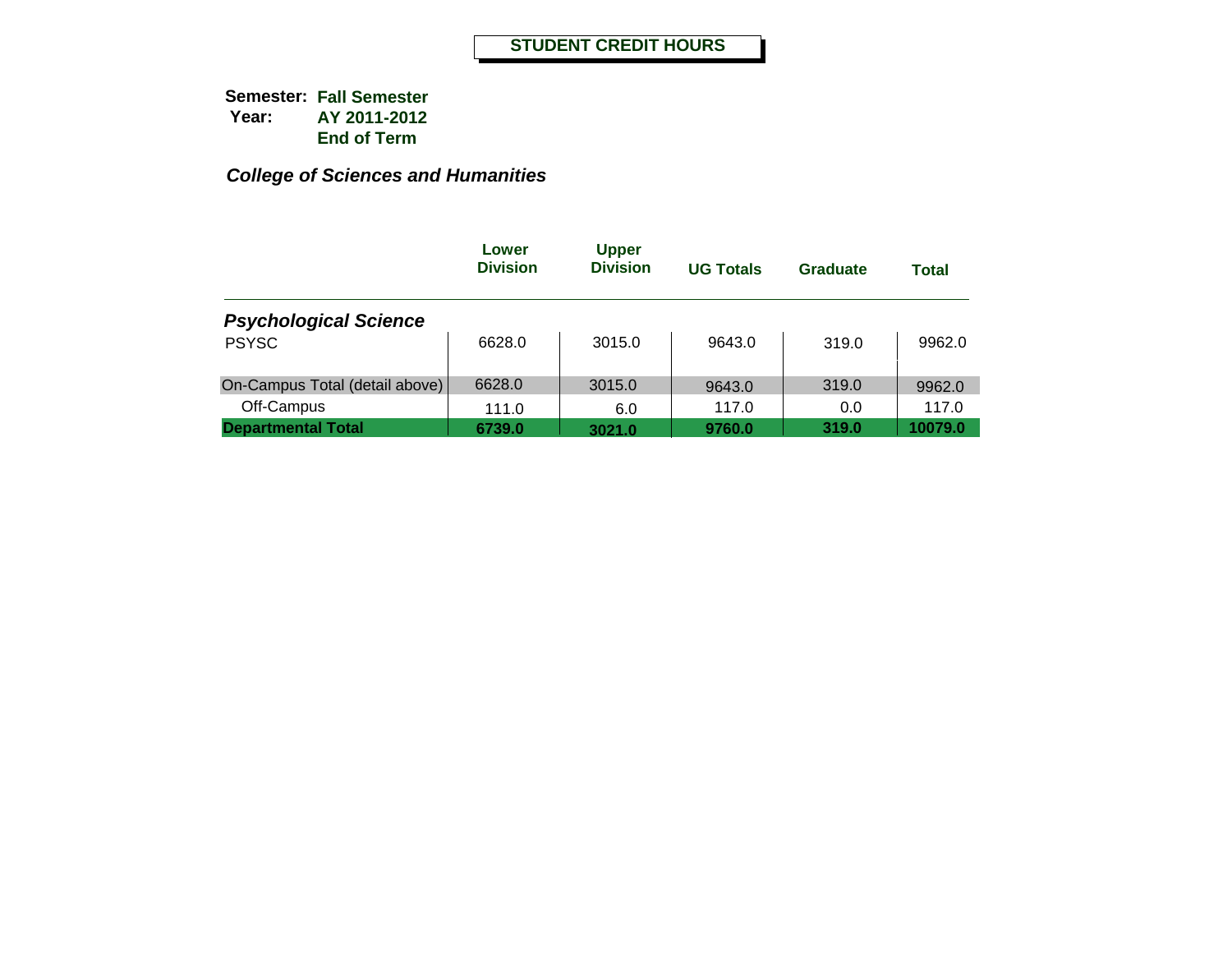# STUDENT CREDIT HOURS

**Semester:** **Fall Semester**
**Year:** **AY 2011-2012**
**End of Term**

***College of Sciences and Humanities***

| | Lower Division | Upper Division | UG Totals | Graduate | Total |
|---|---|---|---|---|---|
| ***Psychological Science*** | | | | | |
| PSYSC | 6628.0 | 3015.0 | 9643.0 | 319.0 | 9962.0 |
| On-Campus Total (detail above) | 6628.0 | 3015.0 | 9643.0 | 319.0 | 9962.0 |
| Off-Campus | 111.0 | 6.0 | 117.0 | 0.0 | 117.0 |
| **Departmental Total** | **6739.0** | **3021.0** | **9760.0** | **319.0** | **10079.0** |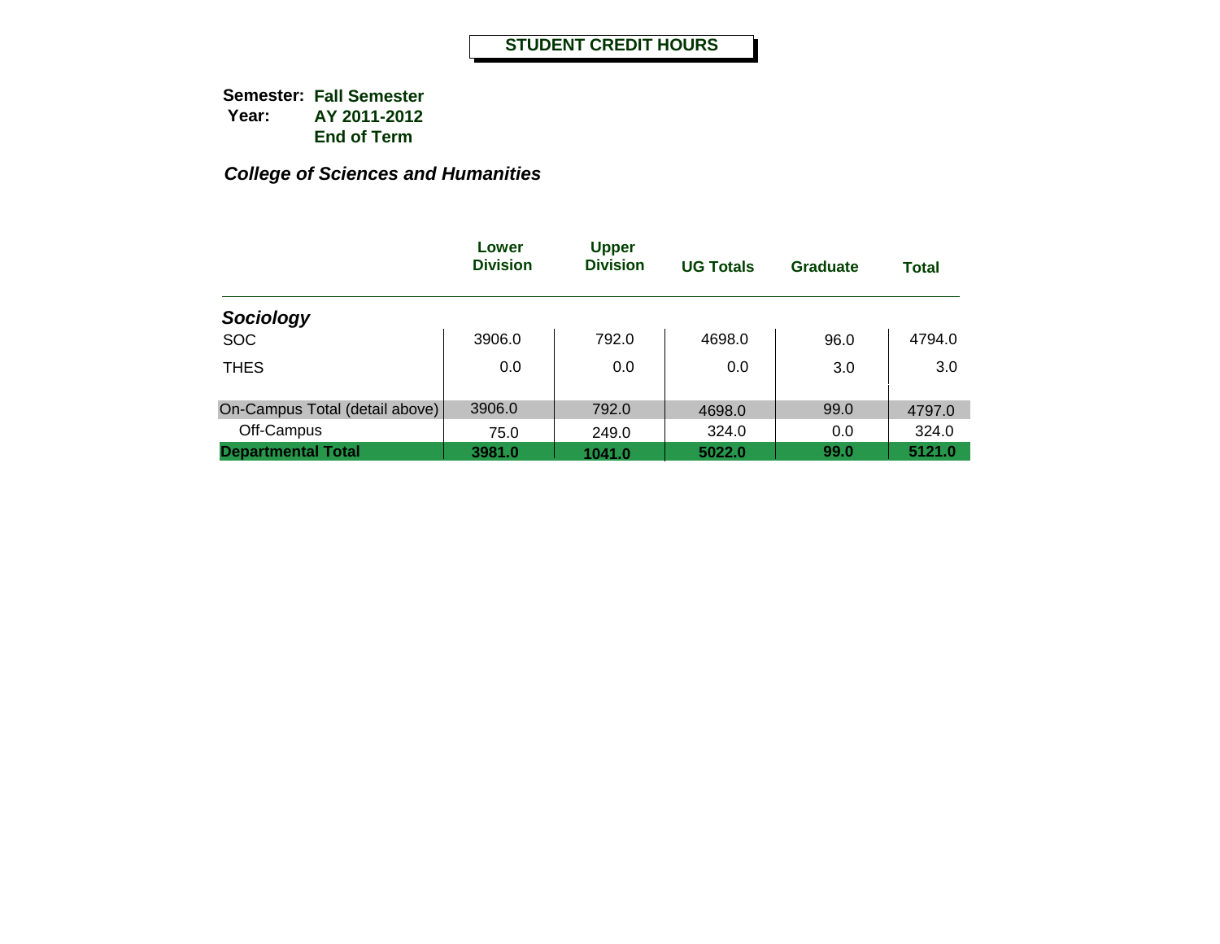# STUDENT CREDIT HOURS

**Semester:** **Fall Semester**
**Year:** **AY 2011-2012**
**End of Term**

***College of Sciences and Humanities***

| | Lower Division | Upper Division | UG Totals | Graduate | Total |
|---|---|---|---|---|---|
| ***Sociology*** | | | | | |
| SOC | 3906.0 | 792.0 | 4698.0 | 96.0 | 4794.0 |
| THES | 0.0 | 0.0 | 0.0 | 3.0 | 3.0 |
| On-Campus Total (detail above) | 3906.0 | 792.0 | 4698.0 | 99.0 | 4797.0 |
| Off-Campus | 75.0 | 249.0 | 324.0 | 0.0 | 324.0 |
| **Departmental Total** | **3981.0** | **1041.0** | **5022.0** | **99.0** | **5121.0** |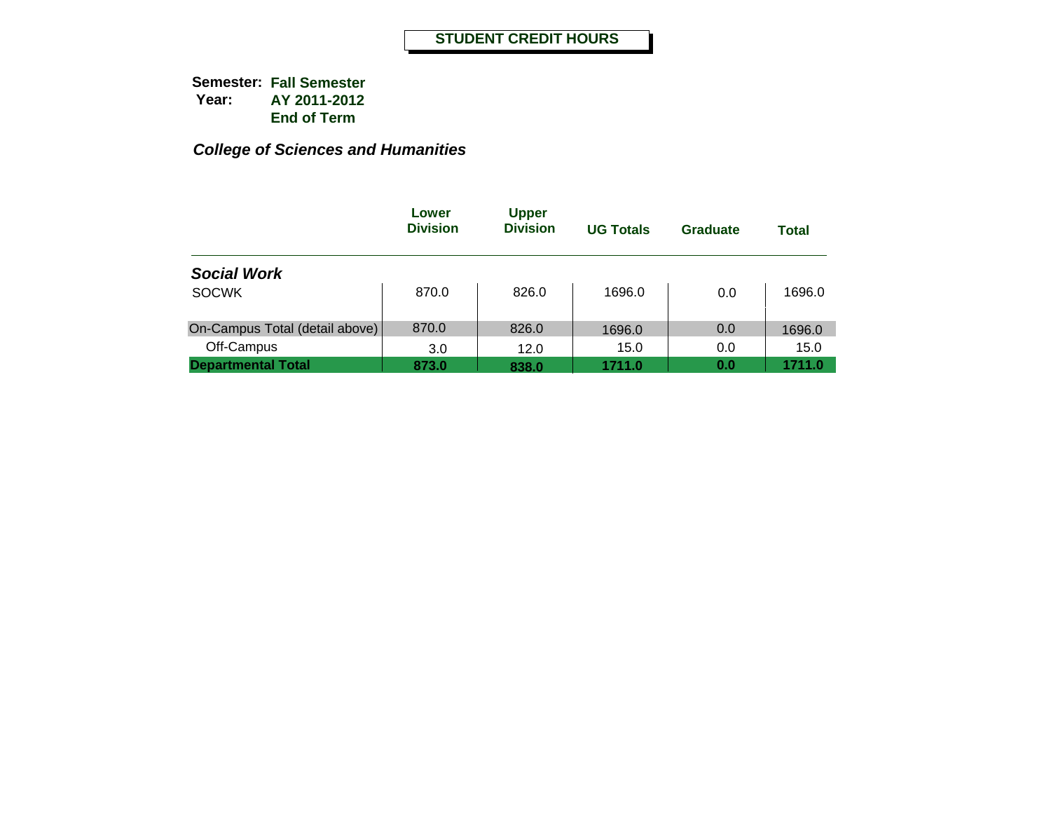# STUDENT CREDIT HOURS

**Semester:** **Fall Semester**
**Year:** **AY 2011-2012**
**End of Term**

***College of Sciences and Humanities***

| | Lower Division | Upper Division | UG Totals | Graduate | Total |
|---|---|---|---|---|---|
| ***Social Work*** | | | | | |
| SOCWK | 870.0 | 826.0 | 1696.0 | 0.0 | 1696.0 |
| On-Campus Total (detail above) | 870.0 | 826.0 | 1696.0 | 0.0 | 1696.0 |
| Off-Campus | 3.0 | 12.0 | 15.0 | 0.0 | 15.0 |
| **Departmental Total** | **873.0** | **838.0** | **1711.0** | **0.0** | **1711.0** |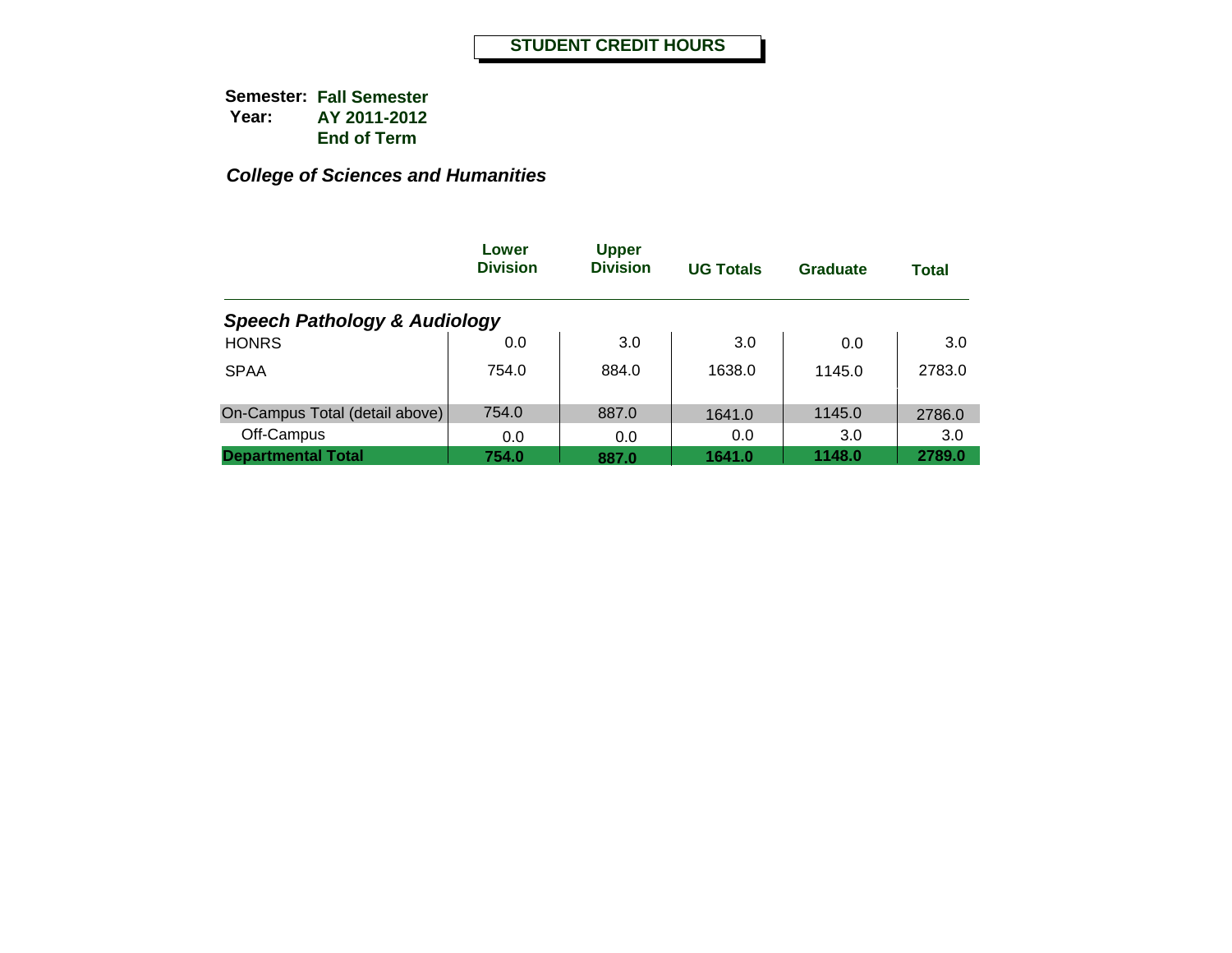# STUDENT CREDIT HOURS

**Semester:** **Fall Semester**
**Year:** **AY 2011-2012**
**End of Term**

***College of Sciences and Humanities***

| | Lower Division | Upper Division | UG Totals | Graduate | Total |
|---|---|---|---|---|---|
| ***Speech Pathology & Audiology*** | | | | | |
| HONRS | 0.0 | 3.0 | 3.0 | 0.0 | 3.0 |
| SPAA | 754.0 | 884.0 | 1638.0 | 1145.0 | 2783.0 |
| On-Campus Total (detail above) | 754.0 | 887.0 | 1641.0 | 1145.0 | 2786.0 |
| Off-Campus | 0.0 | 0.0 | 0.0 | 3.0 | 3.0 |
| **Departmental Total** | **754.0** | **887.0** | **1641.0** | **1148.0** | **2789.0** |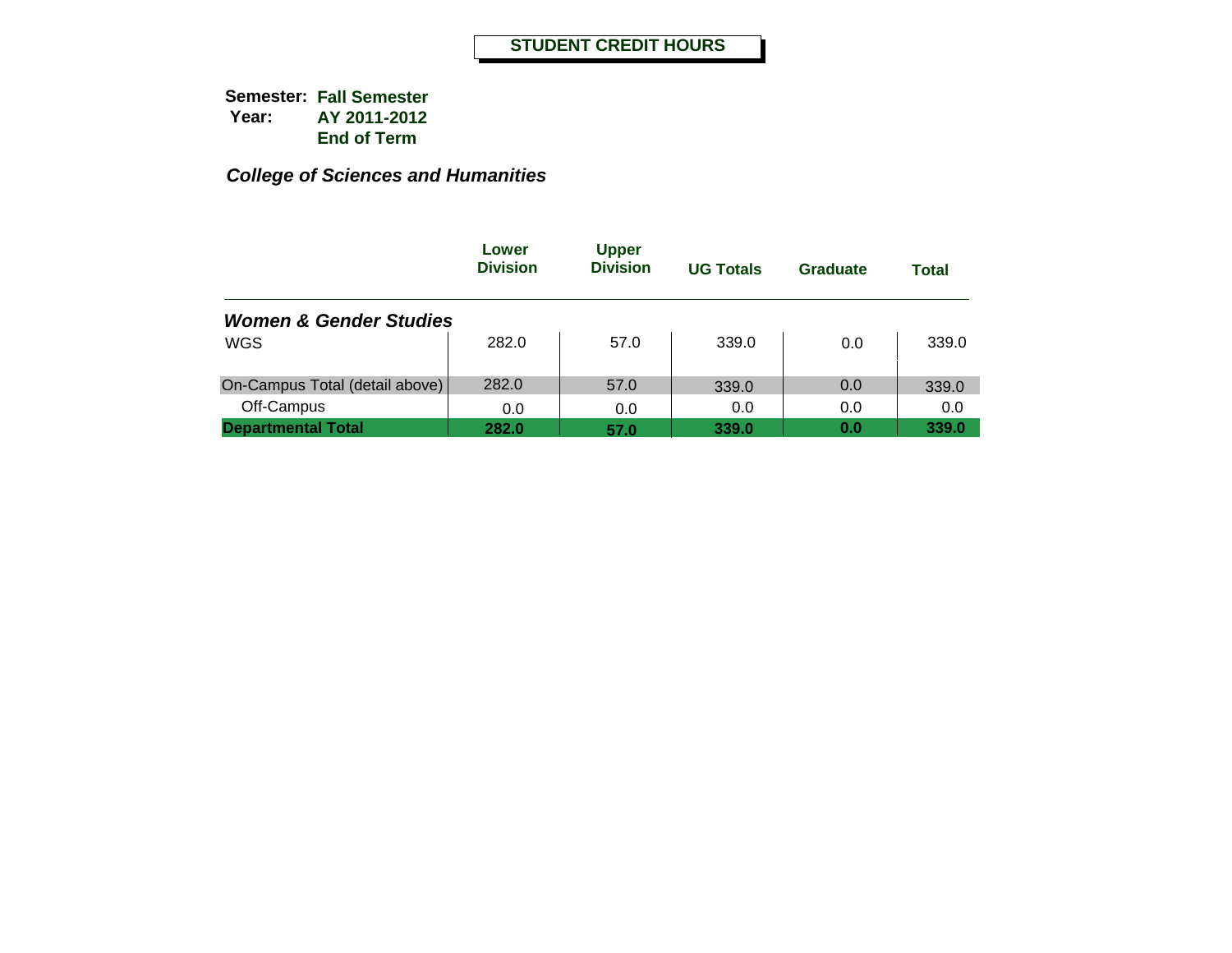# STUDENT CREDIT HOURS

**Semester:** **Fall Semester**
**Year:** **AY 2011-2012**
**End of Term**

***College of Sciences and Humanities***

| | Lower Division | Upper Division | UG Totals | Graduate | Total |
|---|---|---|---|---|---|
| ***Women & Gender Studies*** | | | | | |
| WGS | 282.0 | 57.0 | 339.0 | 0.0 | 339.0 |
| On-Campus Total (detail above) | 282.0 | 57.0 | 339.0 | 0.0 | 339.0 |
| Off-Campus | 0.0 | 0.0 | 0.0 | 0.0 | 0.0 |
| **Departmental Total** | **282.0** | **57.0** | **339.0** | **0.0** | **339.0** |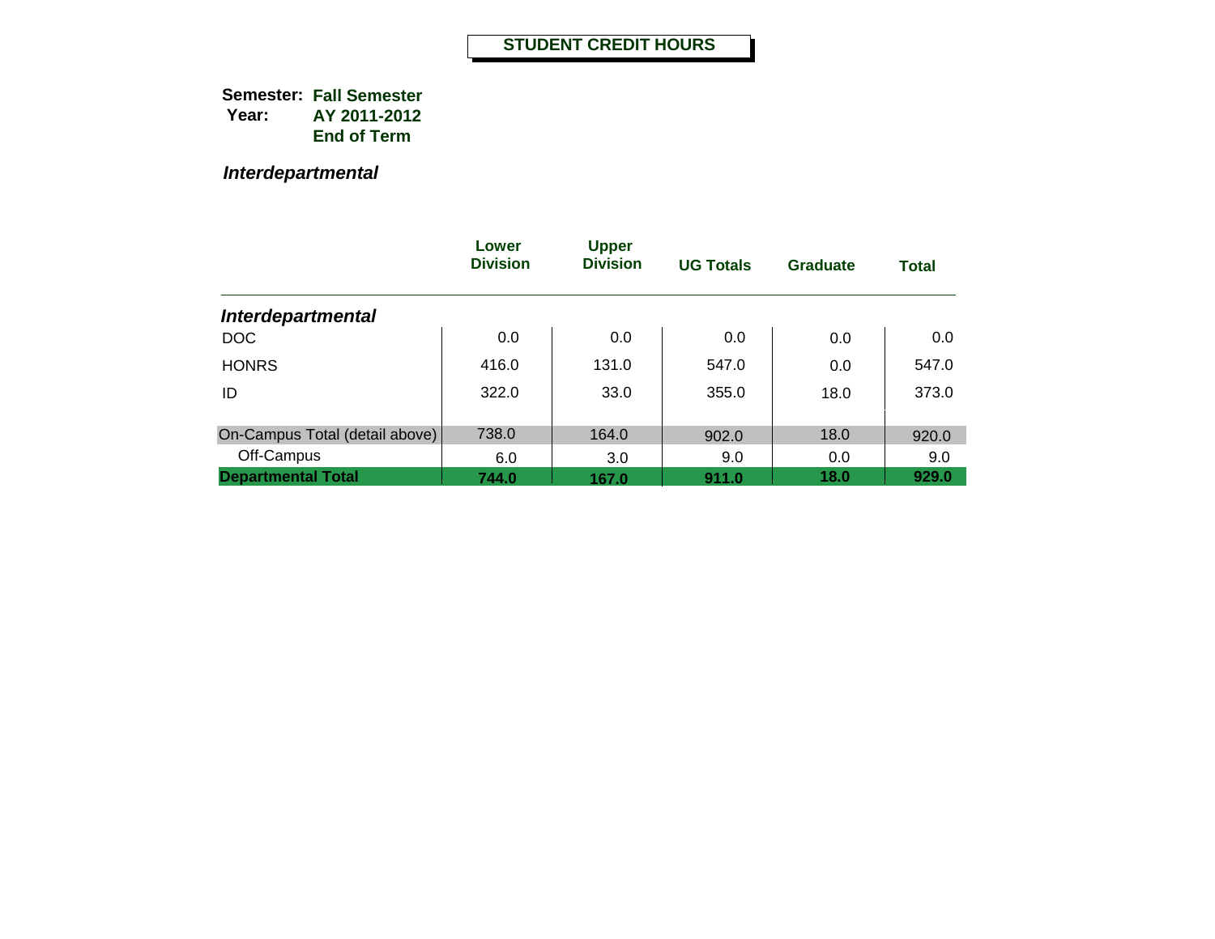# STUDENT CREDIT HOURS

**Semester:** **Fall Semester**
**Year:** **AY 2011-2012**
**End of Term**

***Interdepartmental***

| | Lower Division | Upper Division | UG Totals | Graduate | Total |
|---|---|---|---|---|---|
| ***Interdepartmental*** | | | | | |
| DOC | 0.0 | 0.0 | 0.0 | 0.0 | 0.0 |
| HONRS | 416.0 | 131.0 | 547.0 | 0.0 | 547.0 |
| ID | 322.0 | 33.0 | 355.0 | 18.0 | 373.0 |
| On-Campus Total (detail above) | 738.0 | 164.0 | 902.0 | 18.0 | 920.0 |
| Off-Campus | 6.0 | 3.0 | 9.0 | 0.0 | 9.0 |
| **Departmental Total** | **744.0** | **167.0** | **911.0** | **18.0** | **929.0** |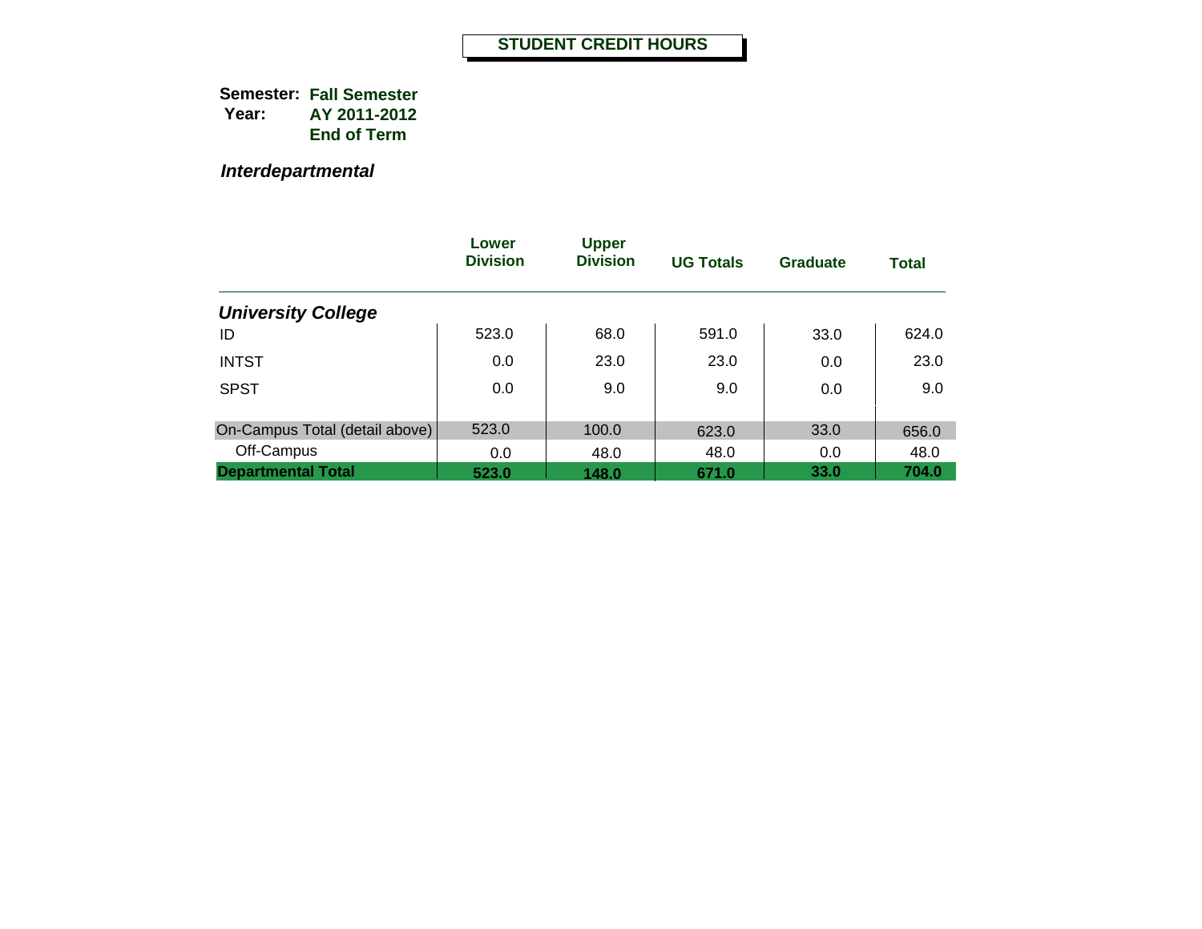# STUDENT CREDIT HOURS

**Semester:** **Fall Semester**
**Year:** **AY 2011-2012**
**End of Term**

## *Interdepartmental*

| | Lower Division | Upper Division | UG Totals | Graduate | Total |
|---|---|---|---|---|---|
| ***University College*** | | | | | |
| ID | 523.0 | 68.0 | 591.0 | 33.0 | 624.0 |
| INTST | 0.0 | 23.0 | 23.0 | 0.0 | 23.0 |
| SPST | 0.0 | 9.0 | 9.0 | 0.0 | 9.0 |
| On-Campus Total (detail above) | 523.0 | 100.0 | 623.0 | 33.0 | 656.0 |
| Off-Campus | 0.0 | 48.0 | 48.0 | 0.0 | 48.0 |
| **Departmental Total** | **523.0** | **148.0** | **671.0** | **33.0** | **704.0** |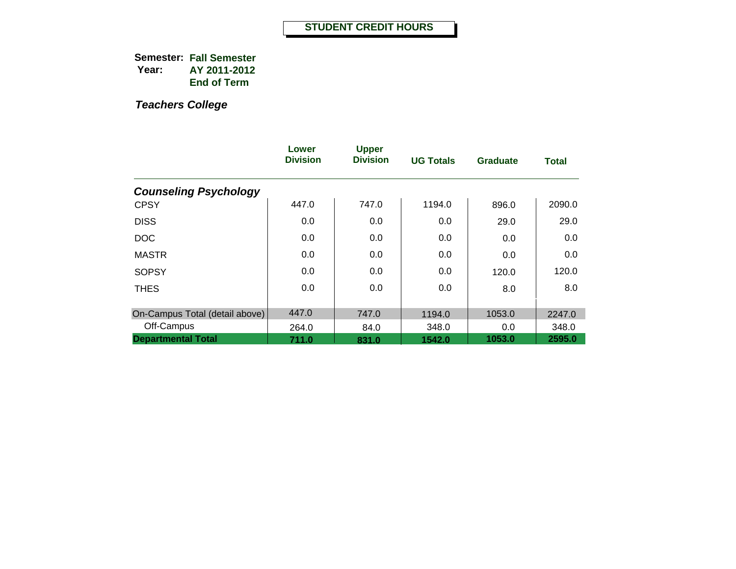# STUDENT CREDIT HOURS

**Semester:** **Fall Semester**
**Year:** **AY 2011-2012**
**End of Term**

***Teachers College***

| | Lower Division | Upper Division | UG Totals | Graduate | Total |
|---|---|---|---|---|---|
| ***Counseling Psychology*** | | | | | |
| CPSY | 447.0 | 747.0 | 1194.0 | 896.0 | 2090.0 |
| DISS | 0.0 | 0.0 | 0.0 | 29.0 | 29.0 |
| DOC | 0.0 | 0.0 | 0.0 | 0.0 | 0.0 |
| MASTR | 0.0 | 0.0 | 0.0 | 0.0 | 0.0 |
| SOPSY | 0.0 | 0.0 | 0.0 | 120.0 | 120.0 |
| THES | 0.0 | 0.0 | 0.0 | 8.0 | 8.0 |
| On-Campus Total (detail above) | 447.0 | 747.0 | 1194.0 | 1053.0 | 2247.0 |
| Off-Campus | 264.0 | 84.0 | 348.0 | 0.0 | 348.0 |
| **Departmental Total** | **711.0** | **831.0** | **1542.0** | **1053.0** | **2595.0** |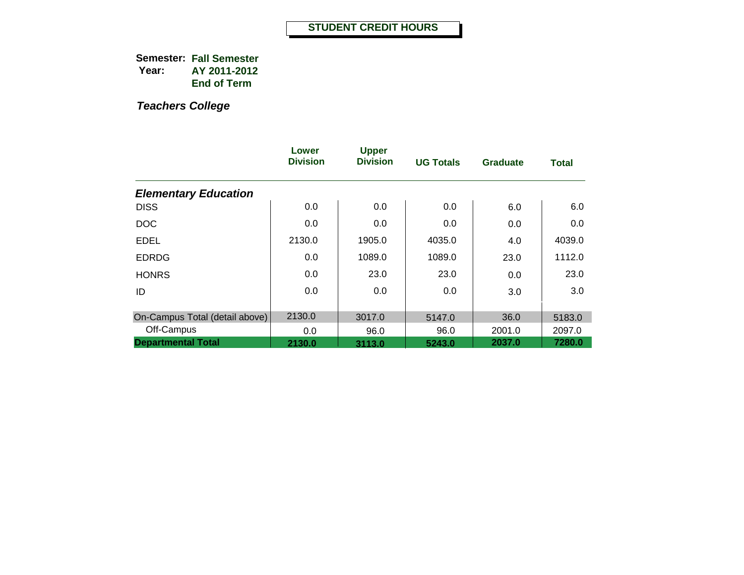# STUDENT CREDIT HOURS

**Semester:** **Fall Semester**
**Year:** **AY 2011-2012**
**End of Term**

***Teachers College***

| | Lower Division | Upper Division | UG Totals | Graduate | Total |
|---|---|---|---|---|---|
| ***Elementary Education*** | | | | | |
| DISS | 0.0 | 0.0 | 0.0 | 6.0 | 6.0 |
| DOC | 0.0 | 0.0 | 0.0 | 0.0 | 0.0 |
| EDEL | 2130.0 | 1905.0 | 4035.0 | 4.0 | 4039.0 |
| EDRDG | 0.0 | 1089.0 | 1089.0 | 23.0 | 1112.0 |
| HONRS | 0.0 | 23.0 | 23.0 | 0.0 | 23.0 |
| ID | 0.0 | 0.0 | 0.0 | 3.0 | 3.0 |
| On-Campus Total (detail above) | 2130.0 | 3017.0 | 5147.0 | 36.0 | 5183.0 |
| Off-Campus | 0.0 | 96.0 | 96.0 | 2001.0 | 2097.0 |
| **Departmental Total** | **2130.0** | **3113.0** | **5243.0** | **2037.0** | **7280.0** |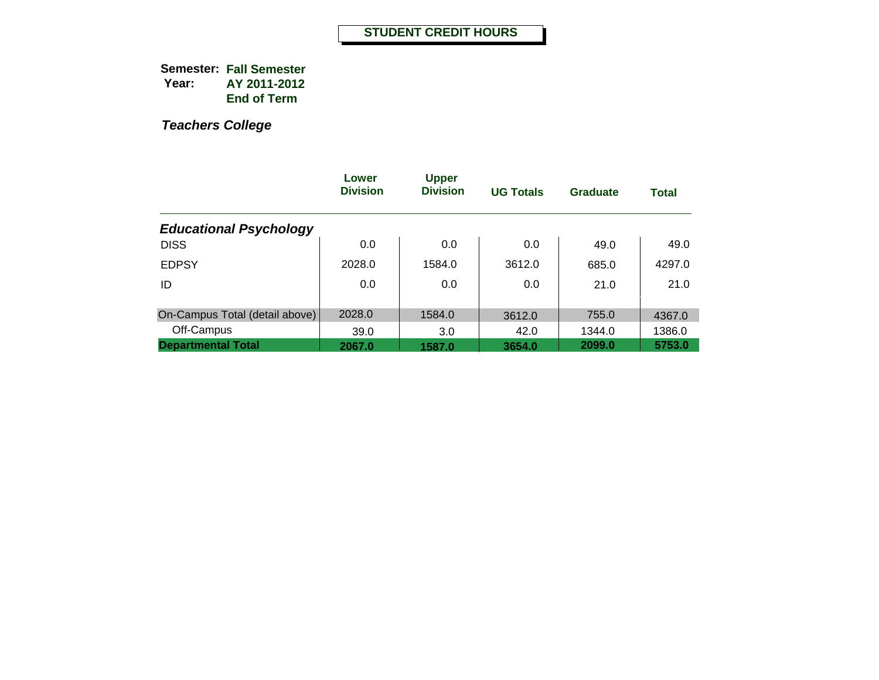# STUDENT CREDIT HOURS

**Semester:** **Fall Semester**
**Year:** **AY 2011-2012**
**End of Term**

***Teachers College***

| | Lower Division | Upper Division | UG Totals | Graduate | Total |
|---|---|---|---|---|---|
| ***Educational Psychology*** | | | | | |
| DISS | 0.0 | 0.0 | 0.0 | 49.0 | 49.0 |
| EDPSY | 2028.0 | 1584.0 | 3612.0 | 685.0 | 4297.0 |
| ID | 0.0 | 0.0 | 0.0 | 21.0 | 21.0 |
| On-Campus Total (detail above) | 2028.0 | 1584.0 | 3612.0 | 755.0 | 4367.0 |
| Off-Campus | 39.0 | 3.0 | 42.0 | 1344.0 | 1386.0 |
| **Departmental Total** | **2067.0** | **1587.0** | **3654.0** | **2099.0** | **5753.0** |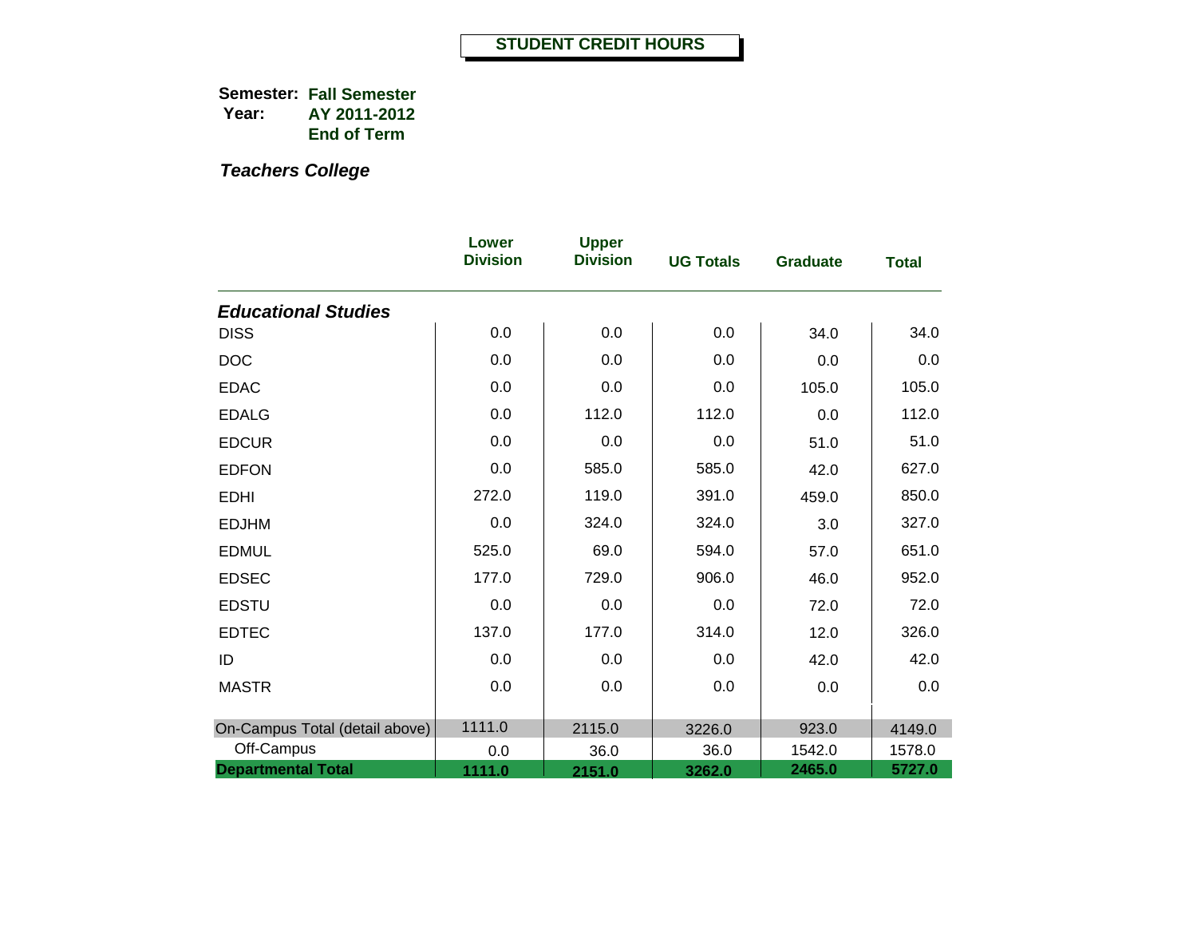# STUDENT CREDIT HOURS

**Semester:** **Fall Semester**
**Year:** **AY 2011-2012**
**End of Term**

***Teachers College***

| | Lower Division | Upper Division | UG Totals | Graduate | Total |
|---|---|---|---|---|---|
| ***Educational Studies*** | | | | | |
| DISS | 0.0 | 0.0 | 0.0 | 34.0 | 34.0 |
| DOC | 0.0 | 0.0 | 0.0 | 0.0 | 0.0 |
| EDAC | 0.0 | 0.0 | 0.0 | 105.0 | 105.0 |
| EDALG | 0.0 | 112.0 | 112.0 | 0.0 | 112.0 |
| EDCUR | 0.0 | 0.0 | 0.0 | 51.0 | 51.0 |
| EDFON | 0.0 | 585.0 | 585.0 | 42.0 | 627.0 |
| EDHI | 272.0 | 119.0 | 391.0 | 459.0 | 850.0 |
| EDJHM | 0.0 | 324.0 | 324.0 | 3.0 | 327.0 |
| EDMUL | 525.0 | 69.0 | 594.0 | 57.0 | 651.0 |
| EDSEC | 177.0 | 729.0 | 906.0 | 46.0 | 952.0 |
| EDSTU | 0.0 | 0.0 | 0.0 | 72.0 | 72.0 |
| EDTEC | 137.0 | 177.0 | 314.0 | 12.0 | 326.0 |
| ID | 0.0 | 0.0 | 0.0 | 42.0 | 42.0 |
| MASTR | 0.0 | 0.0 | 0.0 | 0.0 | 0.0 |
| On-Campus Total (detail above) | 1111.0 | 2115.0 | 3226.0 | 923.0 | 4149.0 |
| Off-Campus | 0.0 | 36.0 | 36.0 | 1542.0 | 1578.0 |
| **Departmental Total** | **1111.0** | **2151.0** | **3262.0** | **2465.0** | **5727.0** |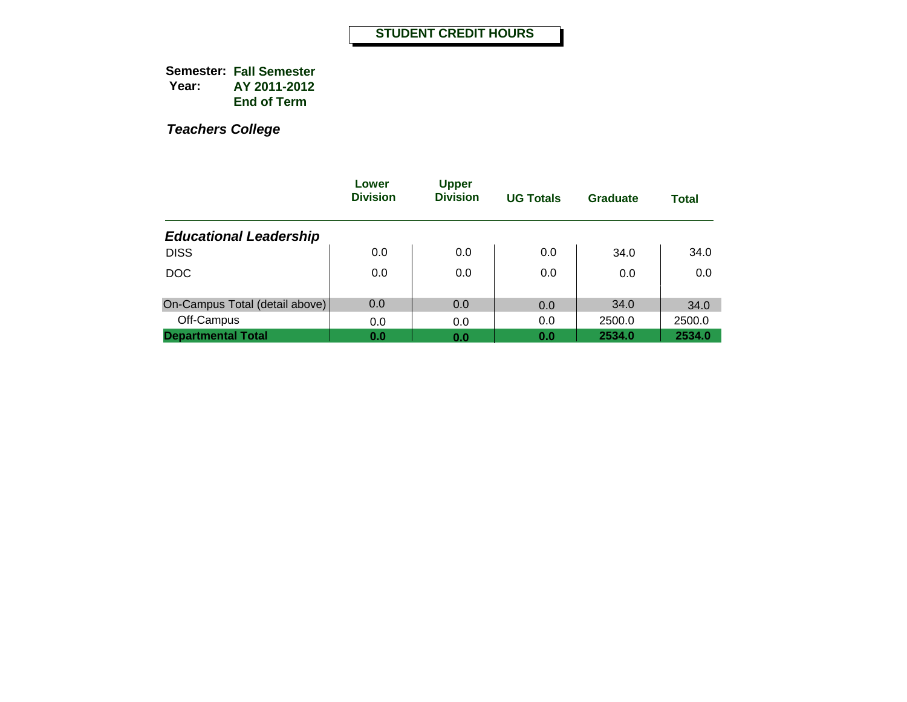# STUDENT CREDIT HOURS

**Semester:** **Fall Semester**
**Year:** **AY 2011-2012**
**End of Term**

***Teachers College***

| | Lower Division | Upper Division | UG Totals | Graduate | Total |
|---|---|---|---|---|---|
| ***Educational Leadership*** | | | | | |
| DISS | 0.0 | 0.0 | 0.0 | 34.0 | 34.0 |
| DOC | 0.0 | 0.0 | 0.0 | 0.0 | 0.0 |
| On-Campus Total (detail above) | 0.0 | 0.0 | 0.0 | 34.0 | 34.0 |
| Off-Campus | 0.0 | 0.0 | 0.0 | 2500.0 | 2500.0 |
| **Departmental Total** | **0.0** | **0.0** | **0.0** | **2534.0** | **2534.0** |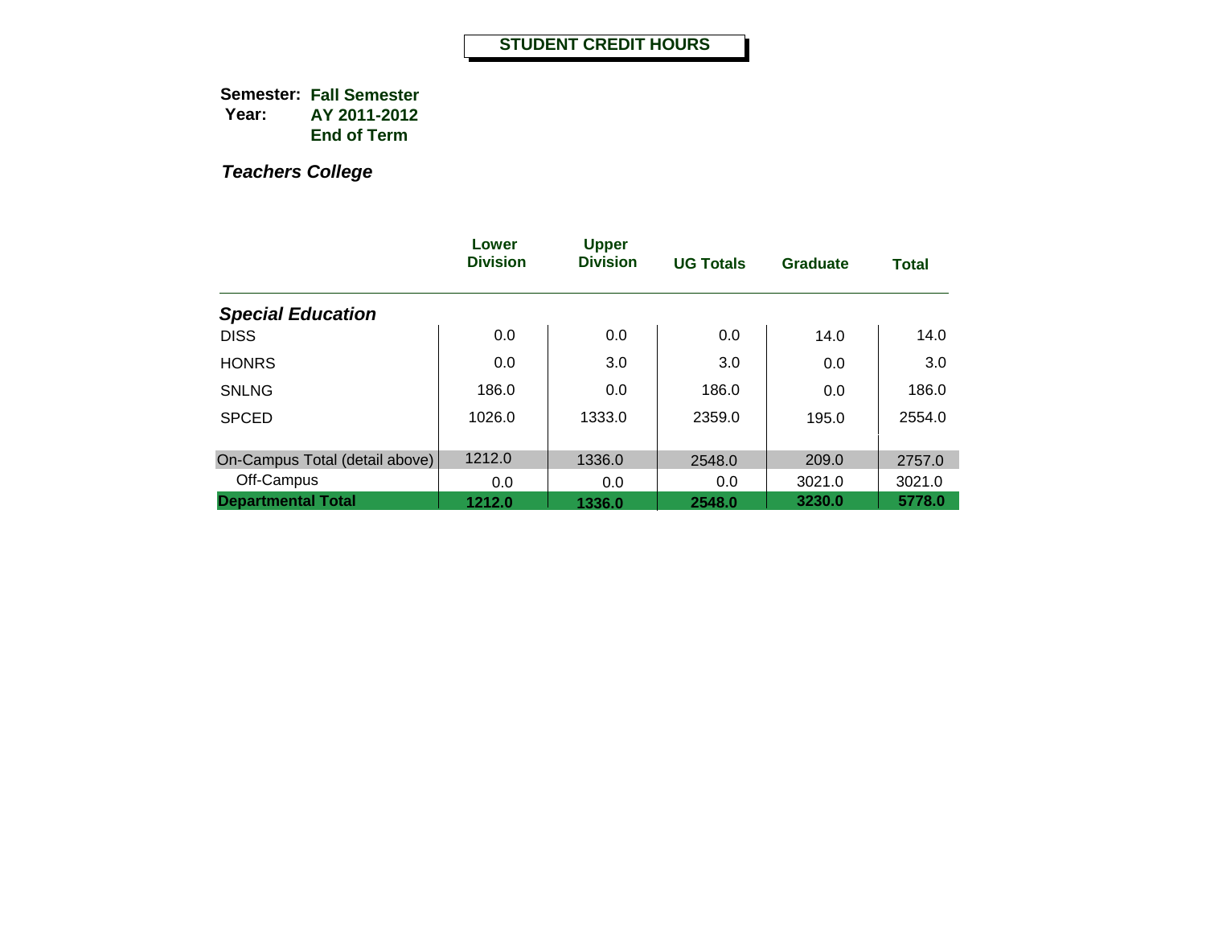# STUDENT CREDIT HOURS

**Semester:** **Fall Semester**
**Year:** **AY 2011-2012**
**End of Term**

***Teachers College***

| | Lower Division | Upper Division | UG Totals | Graduate | Total |
|---|---|---|---|---|---|
| ***Special Education*** | | | | | |
| DISS | 0.0 | 0.0 | 0.0 | 14.0 | 14.0 |
| HONRS | 0.0 | 3.0 | 3.0 | 0.0 | 3.0 |
| SNLNG | 186.0 | 0.0 | 186.0 | 0.0 | 186.0 |
| SPCED | 1026.0 | 1333.0 | 2359.0 | 195.0 | 2554.0 |
| On-Campus Total (detail above) | 1212.0 | 1336.0 | 2548.0 | 209.0 | 2757.0 |
| Off-Campus | 0.0 | 0.0 | 0.0 | 3021.0 | 3021.0 |
| **Departmental Total** | **1212.0** | **1336.0** | **2548.0** | **3230.0** | **5778.0** |